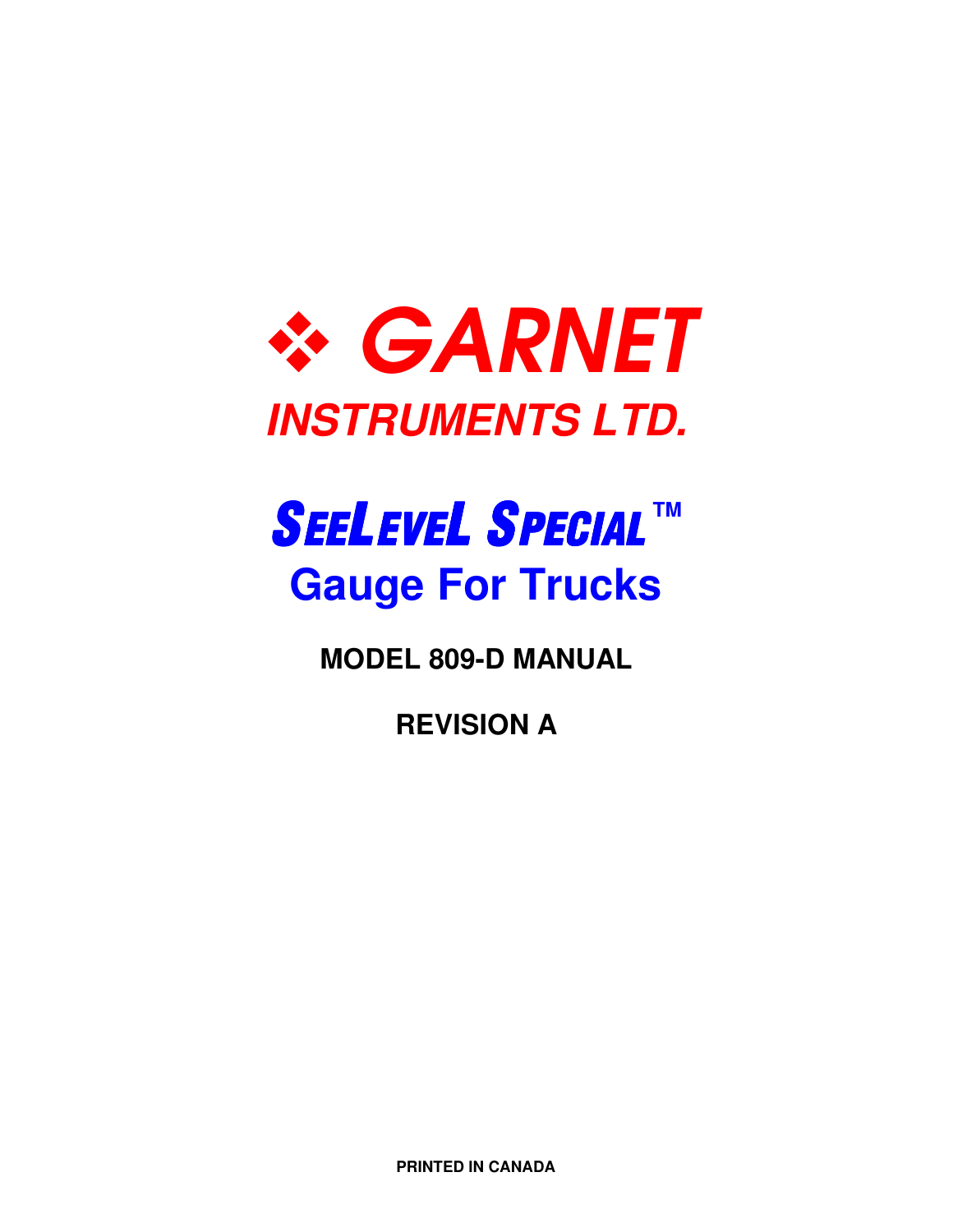# ❖ GARNET

## INSTRUMENTS LTD.

# SEELEVEL SPECIAL™

## Gauge For Trucks

**MODEL 809-D MANUAL**

**REVISION A**

**PRINTED IN CANADA**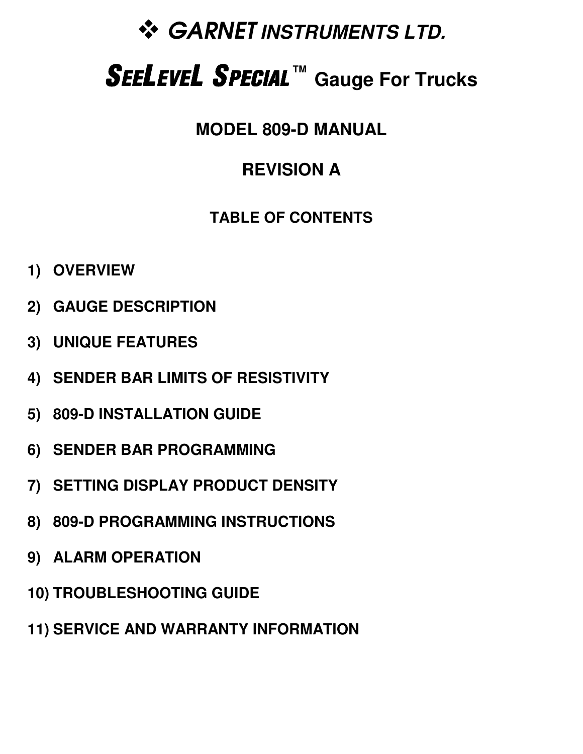# ❖ *GARNET* INSTRUMENTS LTD.

# SEELEVEL SPECIAL™ Gauge For Trucks

## MODEL 809-D MANUAL

## REVISION A

### TABLE OF CONTENTS

1) OVERVIEW
2) GAUGE DESCRIPTION
3) UNIQUE FEATURES
4) SENDER BAR LIMITS OF RESISTIVITY
5) 809-D INSTALLATION GUIDE
6) SENDER BAR PROGRAMMING
7) SETTING DISPLAY PRODUCT DENSITY
8) 809-D PROGRAMMING INSTRUCTIONS
9) ALARM OPERATION
10) TROUBLESHOOTING GUIDE
11) SERVICE AND WARRANTY INFORMATION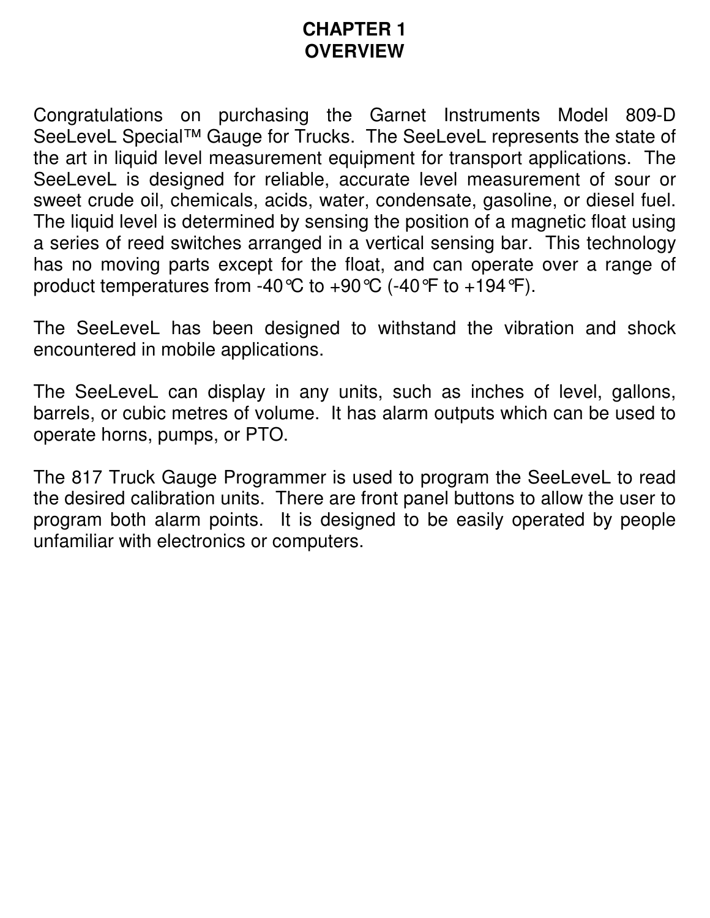# CHAPTER 1
# OVERVIEW

Congratulations on purchasing the Garnet Instruments Model 809-D SeeLeveL Special™ Gauge for Trucks. The SeeLeveL represents the state of the art in liquid level measurement equipment for transport applications. The SeeLeveL is designed for reliable, accurate level measurement of sour or sweet crude oil, chemicals, acids, water, condensate, gasoline, or diesel fuel. The liquid level is determined by sensing the position of a magnetic float using a series of reed switches arranged in a vertical sensing bar. This technology has no moving parts except for the float, and can operate over a range of product temperatures from -40℃ to +90℃ (-40℉ to +194℉).

The SeeLeveL has been designed to withstand the vibration and shock encountered in mobile applications.

The SeeLeveL can display in any units, such as inches of level, gallons, barrels, or cubic metres of volume. It has alarm outputs which can be used to operate horns, pumps, or PTO.

The 817 Truck Gauge Programmer is used to program the SeeLeveL to read the desired calibration units. There are front panel buttons to allow the user to program both alarm points. It is designed to be easily operated by people unfamiliar with electronics or computers.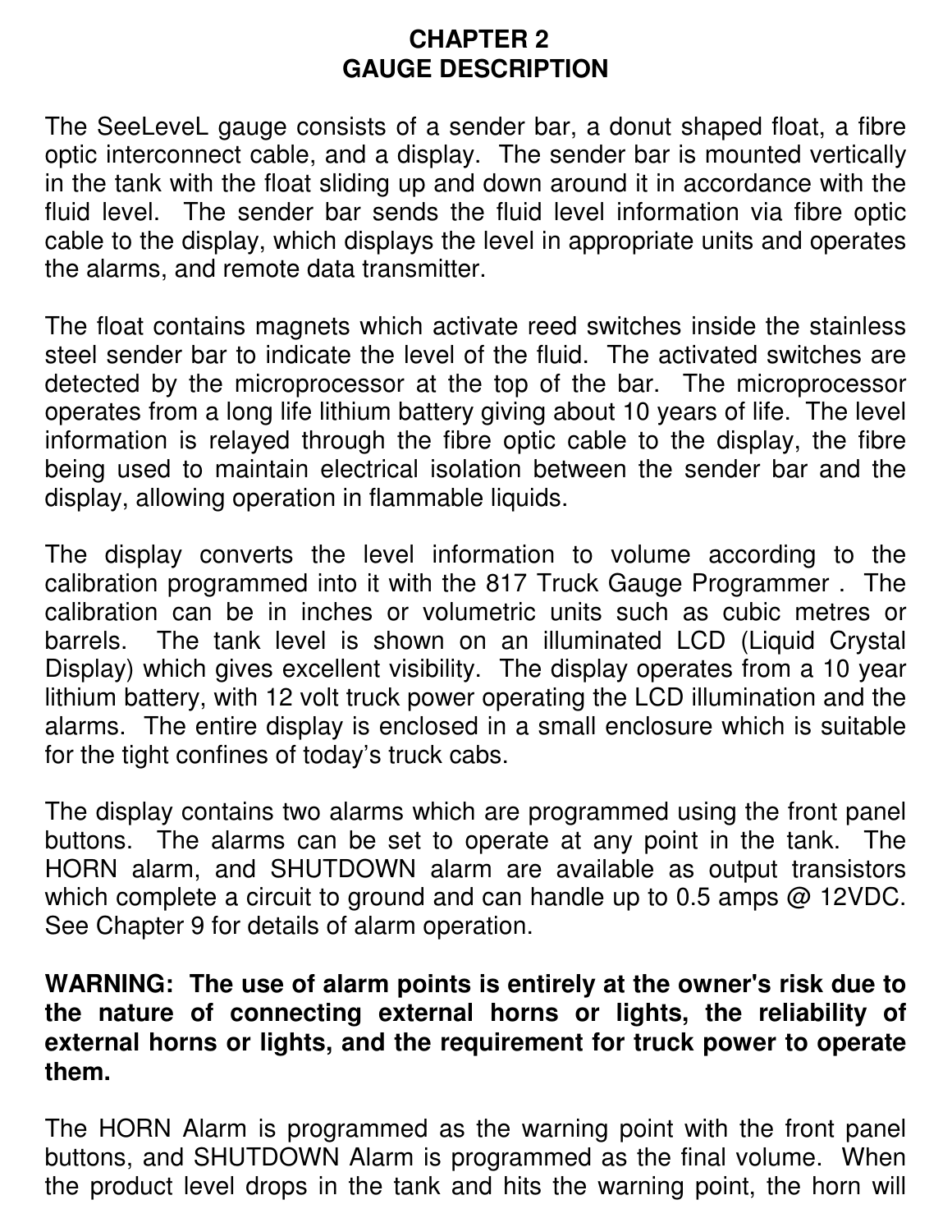# CHAPTER 2
# GAUGE DESCRIPTION

The SeeLeveL gauge consists of a sender bar, a donut shaped float, a fibre optic interconnect cable, and a display. The sender bar is mounted vertically in the tank with the float sliding up and down around it in accordance with the fluid level. The sender bar sends the fluid level information via fibre optic cable to the display, which displays the level in appropriate units and operates the alarms, and remote data transmitter.

The float contains magnets which activate reed switches inside the stainless steel sender bar to indicate the level of the fluid. The activated switches are detected by the microprocessor at the top of the bar. The microprocessor operates from a long life lithium battery giving about 10 years of life. The level information is relayed through the fibre optic cable to the display, the fibre being used to maintain electrical isolation between the sender bar and the display, allowing operation in flammable liquids.

The display converts the level information to volume according to the calibration programmed into it with the 817 Truck Gauge Programmer . The calibration can be in inches or volumetric units such as cubic metres or barrels. The tank level is shown on an illuminated LCD (Liquid Crystal Display) which gives excellent visibility. The display operates from a 10 year lithium battery, with 12 volt truck power operating the LCD illumination and the alarms. The entire display is enclosed in a small enclosure which is suitable for the tight confines of today's truck cabs.

The display contains two alarms which are programmed using the front panel buttons. The alarms can be set to operate at any point in the tank. The HORN alarm, and SHUTDOWN alarm are available as output transistors which complete a circuit to ground and can handle up to 0.5 amps @ 12VDC. See Chapter 9 for details of alarm operation.

**WARNING: The use of alarm points is entirely at the owner's risk due to the nature of connecting external horns or lights, the reliability of external horns or lights, and the requirement for truck power to operate them.**

The HORN Alarm is programmed as the warning point with the front panel buttons, and SHUTDOWN Alarm is programmed as the final volume. When the product level drops in the tank and hits the warning point, the horn will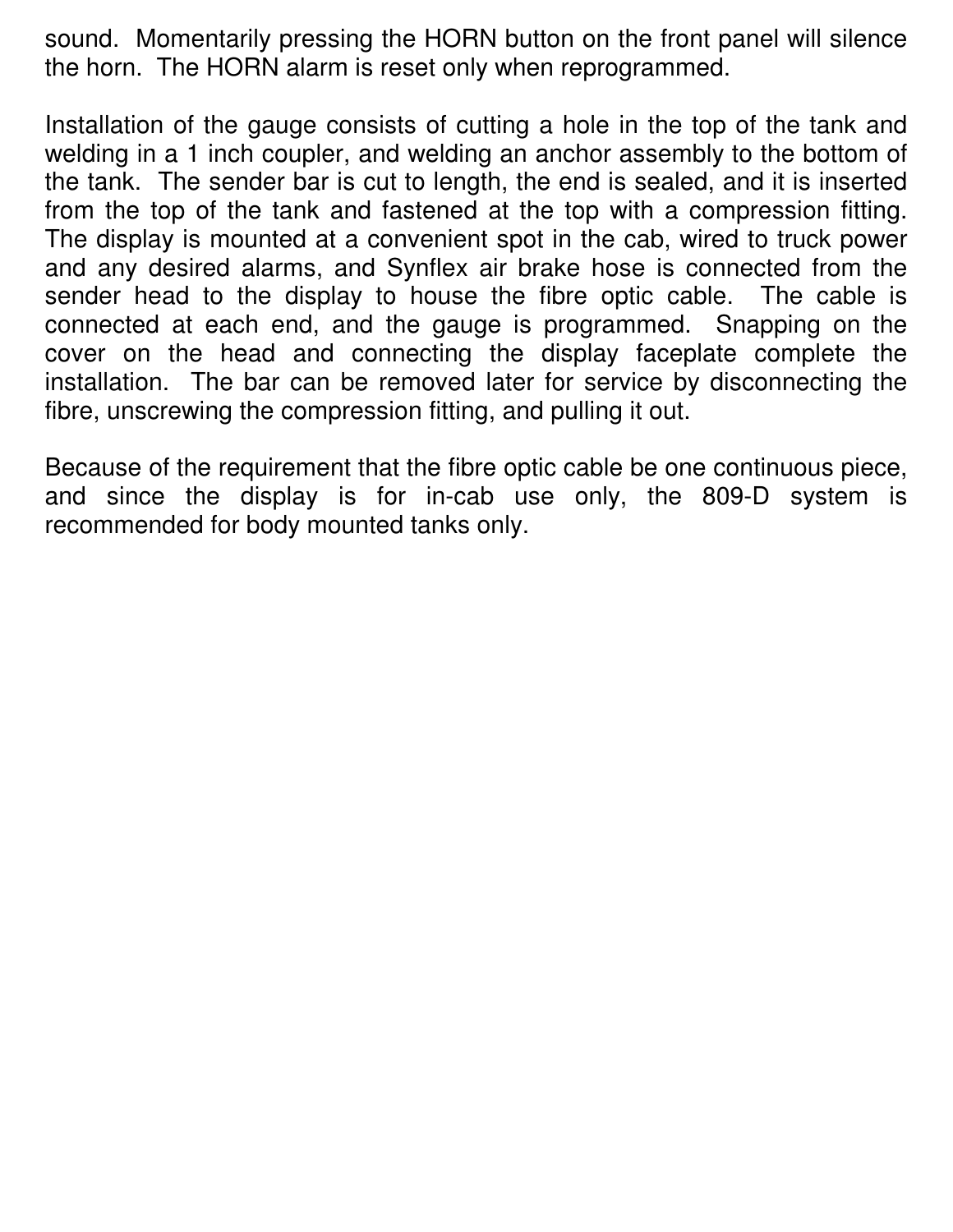sound.  Momentarily pressing the HORN button on the front panel will silence the horn.  The HORN alarm is reset only when reprogrammed.

Installation of the gauge consists of cutting a hole in the top of the tank and welding in a 1 inch coupler, and welding an anchor assembly to the bottom of the tank.  The sender bar is cut to length, the end is sealed, and it is inserted from the top of the tank and fastened at the top with a compression fitting.  The display is mounted at a convenient spot in the cab, wired to truck power and any desired alarms, and Synflex air brake hose is connected from the sender head to the display to house the fibre optic cable.  The cable is connected at each end, and the gauge is programmed.  Snapping on the cover on the head and connecting the display faceplate complete the installation.  The bar can be removed later for service by disconnecting the fibre, unscrewing the compression fitting, and pulling it out.

Because of the requirement that the fibre optic cable be one continuous piece, and since the display is for in-cab use only, the 809-D system is recommended for body mounted tanks only.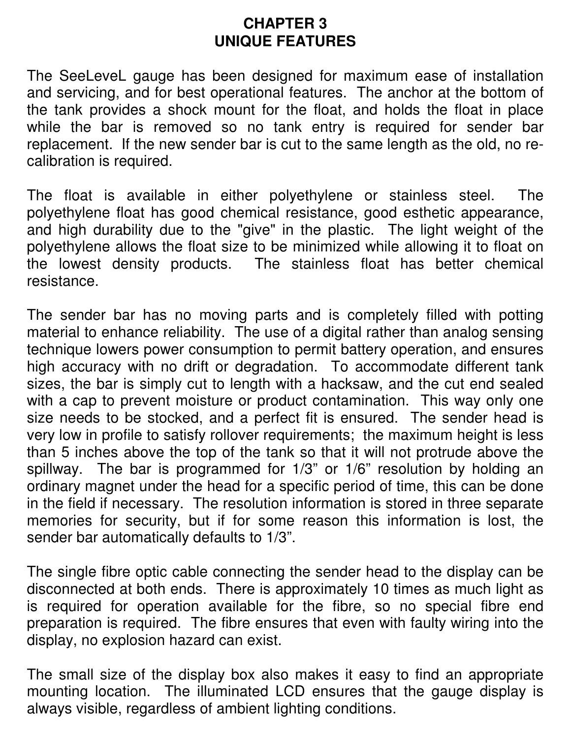# CHAPTER 3
# UNIQUE FEATURES

The SeeLeveL gauge has been designed for maximum ease of installation and servicing, and for best operational features. The anchor at the bottom of the tank provides a shock mount for the float, and holds the float in place while the bar is removed so no tank entry is required for sender bar replacement. If the new sender bar is cut to the same length as the old, no re-calibration is required.

The float is available in either polyethylene or stainless steel. The polyethylene float has good chemical resistance, good esthetic appearance, and high durability due to the "give" in the plastic. The light weight of the polyethylene allows the float size to be minimized while allowing it to float on the lowest density products. The stainless float has better chemical resistance.

The sender bar has no moving parts and is completely filled with potting material to enhance reliability. The use of a digital rather than analog sensing technique lowers power consumption to permit battery operation, and ensures high accuracy with no drift or degradation. To accommodate different tank sizes, the bar is simply cut to length with a hacksaw, and the cut end sealed with a cap to prevent moisture or product contamination. This way only one size needs to be stocked, and a perfect fit is ensured. The sender head is very low in profile to satisfy rollover requirements; the maximum height is less than 5 inches above the top of the tank so that it will not protrude above the spillway. The bar is programmed for 1/3" or 1/6" resolution by holding an ordinary magnet under the head for a specific period of time, this can be done in the field if necessary. The resolution information is stored in three separate memories for security, but if for some reason this information is lost, the sender bar automatically defaults to 1/3".

The single fibre optic cable connecting the sender head to the display can be disconnected at both ends. There is approximately 10 times as much light as is required for operation available for the fibre, so no special fibre end preparation is required. The fibre ensures that even with faulty wiring into the display, no explosion hazard can exist.

The small size of the display box also makes it easy to find an appropriate mounting location. The illuminated LCD ensures that the gauge display is always visible, regardless of ambient lighting conditions.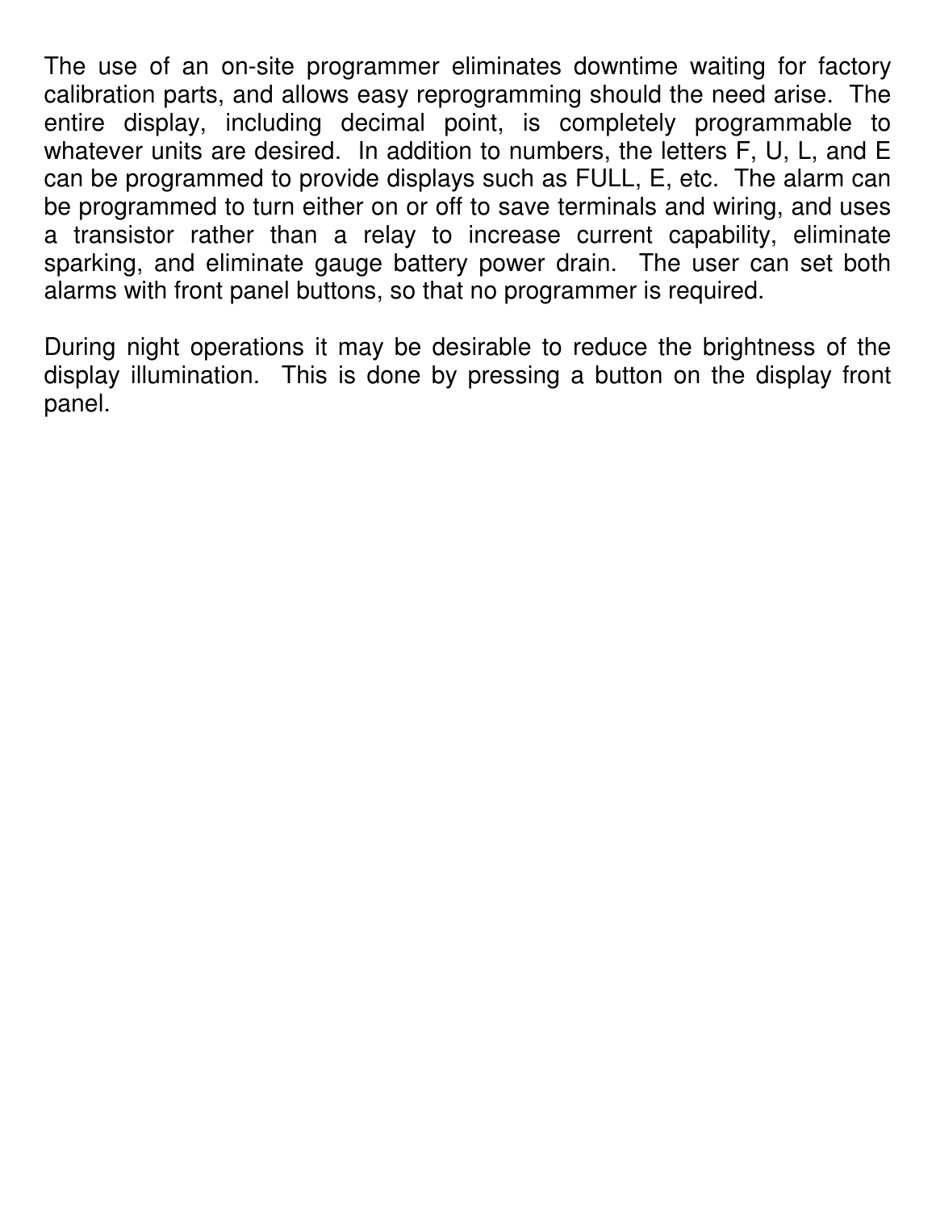The use of an on-site programmer eliminates downtime waiting for factory calibration parts, and allows easy reprogramming should the need arise. The entire display, including decimal point, is completely programmable to whatever units are desired. In addition to numbers, the letters F, U, L, and E can be programmed to provide displays such as FULL, E, etc. The alarm can be programmed to turn either on or off to save terminals and wiring, and uses a transistor rather than a relay to increase current capability, eliminate sparking, and eliminate gauge battery power drain. The user can set both alarms with front panel buttons, so that no programmer is required.

During night operations it may be desirable to reduce the brightness of the display illumination. This is done by pressing a button on the display front panel.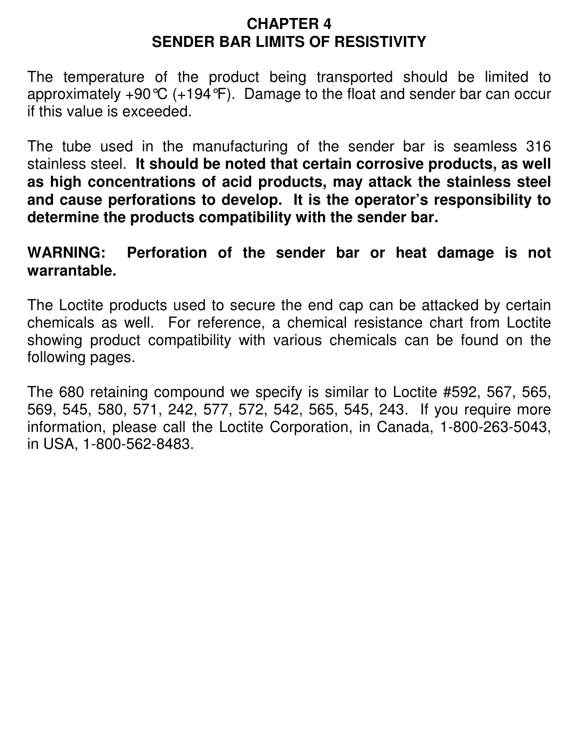# CHAPTER 4
# SENDER BAR LIMITS OF RESISTIVITY

The temperature of the product being transported should be limited to approximately +90℃ (+194℉). Damage to the float and sender bar can occur if this value is exceeded.

The tube used in the manufacturing of the sender bar is seamless 316 stainless steel. **It should be noted that certain corrosive products, as well as high concentrations of acid products, may attack the stainless steel and cause perforations to develop. It is the operator's responsibility to determine the products compatibility with the sender bar.**

**WARNING: Perforation of the sender bar or heat damage is not warrantable.**

The Loctite products used to secure the end cap can be attacked by certain chemicals as well. For reference, a chemical resistance chart from Loctite showing product compatibility with various chemicals can be found on the following pages.

The 680 retaining compound we specify is similar to Loctite #592, 567, 565, 569, 545, 580, 571, 242, 577, 572, 542, 565, 545, 243. If you require more information, please call the Loctite Corporation, in Canada, 1-800-263-5043, in USA, 1-800-562-8483.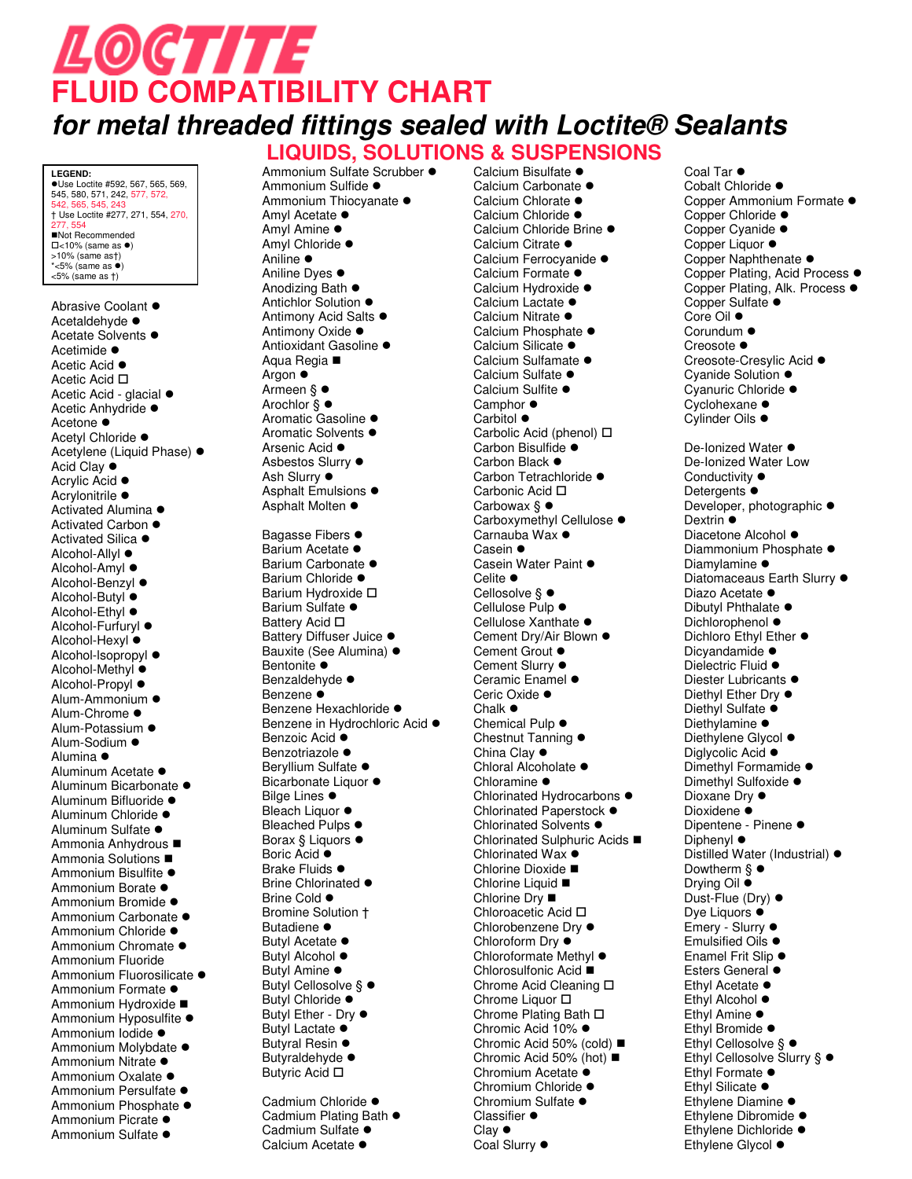# LOCTITE

# FLUID COMPATIBILITY CHART

## *for metal threaded fittings sealed with Loctite® Sealants*

## LIQUIDS, SOLUTIONS & SUSPENSIONS

**LEGEND:**
- ●Use Loctite #592, 567, 565, 569, 545, 580, 571, 242, 577, 572, 542, 565, 545, 243
- † Use Loctite #277, 271, 554, 270, 277, 554
- ■Not Recommended
- □<10% (same as ●)
- >10% (same as†)
- *<5% (same as ●)
- <5% (same as †)

Abrasive Coolant ●
Acetaldehyde ●
Acetate Solvents ●
Acetimide ●
Acetic Acid ●
Acetic Acid □
Acetic Acid - glacial ●
Acetic Anhydride ●
Acetone ●
Acetyl Chloride ●
Acetylene (Liquid Phase) ●
Acid Clay ●
Acrylic Acid ●
Acrylonitrile ●
Activated Alumina ●
Activated Carbon ●
Activated Silica ●
Alcohol-Allyl ●
Alcohol-Amyl ●
Alcohol-Benzyl ●
Alcohol-Butyl ●
Alcohol-Ethyl ●
Alcohol-Furfuryl ●
Alcohol-Hexyl ●
Alcohol-Isopropyl ●
Alcohol-Methyl ●
Alcohol-Propyl ●
Alum-Ammonium ●
Alum-Chrome ●
Alum-Potassium ●
Alum-Sodium ●
Alumina ●
Aluminum Acetate ●
Aluminum Bicarbonate ●
Aluminum Bifluoride ●
Aluminum Chloride ●
Aluminum Sulfate ●
Ammonia Anhydrous ■
Ammonia Solutions ■
Ammonium Bisulfite ●
Ammonium Borate ●
Ammonium Bromide ●
Ammonium Carbonate ●
Ammonium Chloride ●
Ammonium Chromate ●
Ammonium Fluoride
Ammonium Fluorosilicate ●
Ammonium Formate ●
Ammonium Hydroxide ■
Ammonium Hyposulfite ●
Ammonium Iodide ●
Ammonium Molybdate ●
Ammonium Nitrate ●
Ammonium Oxalate ●
Ammonium Persulfate ●
Ammonium Phosphate ●
Ammonium Picrate ●
Ammonium Sulfate ●

Ammonium Sulfate Scrubber ●
Ammonium Sulfide ●
Ammonium Thiocyanate ●
Amyl Acetate ●
Amyl Amine ●
Amyl Chloride ●
Aniline ●
Aniline Dyes ●
Anodizing Bath ●
Antichlor Solution ●
Antimony Acid Salts ●
Antimony Oxide ●
Antioxidant Gasoline ●
Aqua Regia ■
Argon ●
Armeen § ●
Arochlor § ●
Aromatic Gasoline ●
Aromatic Solvents ●
Arsenic Acid ●
Asbestos Slurry ●
Ash Slurry ●
Asphalt Emulsions ●
Asphalt Molten ●

Bagasse Fibers ●
Barium Acetate ●
Barium Carbonate ●
Barium Chloride ●
Barium Hydroxide □
Barium Sulfate ●
Battery Acid □
Battery Diffuser Juice ●
Bauxite (See Alumina) ●
Bentonite ●
Benzaldehyde ●
Benzene ●
Benzene Hexachloride ●
Benzene in Hydrochloric Acid ●
Benzoic Acid ●
Benzotriazole ●
Beryllium Sulfate ●
Bicarbonate Liquor ●
Bilge Lines ●
Bleach Liquor ●
Bleached Pulps ●
Borax § Liquors ●
Boric Acid ●
Brake Fluids ●
Brine Chlorinated ●
Brine Cold ●
Bromine Solution †
Butadiene ●
Butyl Acetate ●
Butyl Alcohol ●
Butyl Amine ●
Butyl Cellosolve § ●
Butyl Chloride ●
Butyl Ether - Dry ●
Butyl Lactate ●
Butyral Resin ●
Butyraldehyde ●
Butyric Acid □

Cadmium Chloride ●
Cadmium Plating Bath ●
Cadmium Sulfate ●
Calcium Acetate ●

Calcium Bisulfate ●
Calcium Carbonate ●
Calcium Chlorate ●
Calcium Chloride ●
Calcium Chloride Brine ●
Calcium Citrate ●
Calcium Ferrocyanide ●
Calcium Formate ●
Calcium Hydroxide ●
Calcium Lactate ●
Calcium Nitrate ●
Calcium Phosphate ●
Calcium Silicate ●
Calcium Sulfamate ●
Calcium Sulfate ●
Calcium Sulfite ●
Camphor ●
Carbitol ●
Carbolic Acid (phenol) □
Carbon Bisulfide ●
Carbon Black ●
Carbon Tetrachloride ●
Carbonic Acid □
Carbowax § ●
Carboxymethyl Cellulose ●
Carnauba Wax ●
Casein ●
Casein Water Paint ●
Celite ●
Cellosolve § ●
Cellulose Pulp ●
Cellulose Xanthate ●
Cement Dry/Air Blown ●
Cement Grout ●
Cement Slurry ●
Ceramic Enamel ●
Ceric Oxide ●
Chalk ●
Chemical Pulp ●
Chestnut Tanning ●
China Clay ●
Chloral Alcoholate ●
Chloramine ●
Chlorinated Hydrocarbons ●
Chlorinated Paperstock ●
Chlorinated Solvents ●
Chlorinated Sulphuric Acids ■
Chlorinated Wax ●
Chlorine Dioxide ■
Chlorine Liquid ■
Chlorine Dry ■
Chloroacetic Acid □
Chlorobenzene Dry ●
Chloroform Dry ●
Chloroformate Methyl ●
Chlorosulfonic Acid ■
Chrome Acid Cleaning □
Chrome Liquor □
Chrome Plating Bath □
Chromic Acid 10% ●
Chromic Acid 50% (cold) ■
Chromic Acid 50% (hot) ■
Chromium Acetate ●
Chromium Chloride ●
Chromium Sulfate ●
Classifier ●
Clay ●
Coal Slurry ●

Coal Tar ●
Cobalt Chloride ●
Copper Ammonium Formate ●
Copper Chloride ●
Copper Cyanide ●
Copper Liquor ●
Copper Naphthenate ●
Copper Plating, Acid Process ●
Copper Plating, Alk. Process ●
Copper Sulfate ●
Core Oil ●
Corundum ●
Creosote ●
Creosote-Cresylic Acid ●
Cyanide Solution ●
Cyanuric Chloride ●
Cyclohexane ●
Cylinder Oils ●

De-Ionized Water ●
De-Ionized Water Low Conductivity ●
Detergents ●
Developer, photographic ●
Dextrin ●
Diacetone Alcohol ●
Diammonium Phosphate ●
Diamylamine ●
Diatomaceaus Earth Slurry ●
Diazo Acetate ●
Dibutyl Phthalate ●
Dichlorophenol ●
Dichloro Ethyl Ether ●
Dicyandamide ●
Dielectric Fluid ●
Diester Lubricants ●
Diethyl Ether Dry ●
Diethyl Sulfate ●
Diethylamine ●
Diethylene Glycol ●
Diglycolic Acid ●
Dimethyl Formamide ●
Dimethyl Sulfoxide ●
Dioxane Dry ●
Dioxidene ●
Dipentene - Pinene ●
Diphenyl ●
Distilled Water (Industrial) ●
Dowtherm § ●
Drying Oil ●
Dust-Flue (Dry) ●
Dye Liquors ●
Emery - Slurry ●
Emulsified Oils ●
Enamel Frit Slip ●
Esters General ●
Ethyl Acetate ●
Ethyl Alcohol ●
Ethyl Amine ●
Ethyl Bromide ●
Ethyl Cellosolve § ●
Ethyl Cellosolve Slurry § ●
Ethyl Formate ●
Ethyl Silicate ●
Ethylene Diamine ●
Ethylene Dibromide ●
Ethylene Dichloride ●
Ethylene Glycol ●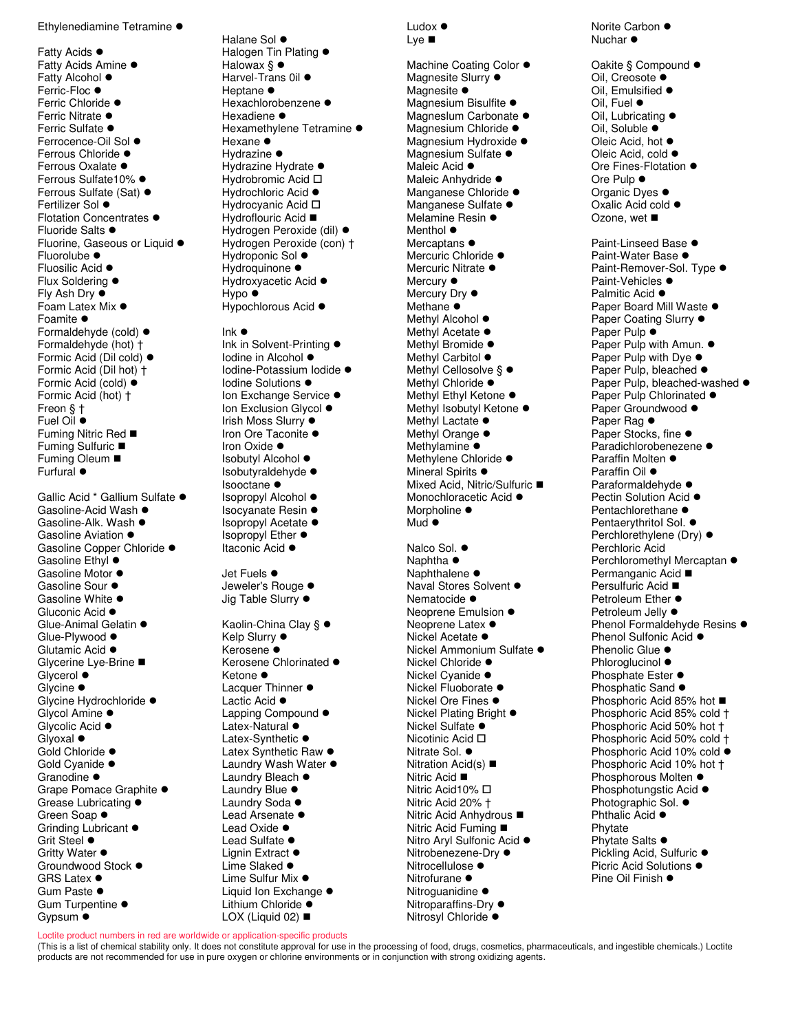Ethylenediamine Tetramine ●

Fatty Acids ●
Fatty Acids Amine ●
Fatty Alcohol ●
Ferric-Floc ●
Ferric Chloride ●
Ferric Nitrate ●
Ferric Sulfate ●
Ferrocence-Oil Sol ●
Ferrous Chloride ●
Ferrous Oxalate ●
Ferrous Sulfate10% ●
Ferrous Sulfate (Sat) ●
Fertilizer Sol ●
Flotation Concentrates ●
Fluoride Salts ●
Fluorine, Gaseous or Liquid ●
Fluorolube ●
Fluosilic Acid ●
Flux Soldering ●
Fly Ash Dry ●
Foam Latex Mix ●
Foamite ●
Formaldehyde (cold) ●
Formaldehyde (hot) †
Formic Acid (Dil cold) ●
Formic Acid (Dil hot) †
Formic Acid (cold) ●
Formic Acid (hot) †
Freon § †
Fuel Oil ●
Fuming Nitric Red ■
Fuming Sulfuric ■
Fuming Oleum ■
Furfural ●

Gallic Acid * Gallium Sulfate ●
Gasoline-Acid Wash ●
Gasoline-Alk. Wash ●
Gasoline Aviation ●
Gasoline Copper Chloride ●
Gasoline Ethyl ●
Gasoline Motor ●
Gasoline Sour ●
Gasoline White ●
Gluconic Acid ●
Glue-Animal Gelatin ●
Glue-Plywood ●
Glutamic Acid ●
Glycerine Lye-Brine ■
Glycerol ●
Glycine ●
Glycine Hydrochloride ●
Glycol Amine ●
Glycolic Acid ●
Glyoxal ●
Gold Chloride ●
Gold Cyanide ●
Granodine ●
Grape Pomace Graphite ●
Grease Lubricating ●
Green Soap ●
Grinding Lubricant ●
Grit Steel ●
Gritty Water ●
Groundwood Stock ●
GRS Latex ●
Gum Paste ●
Gum Turpentine ●
Gypsum ●

Halane Sol ●
Halogen Tin Plating ●
Halowax § ●
Harvel-Trans 0il ●
Heptane ●
Hexachlorobenzene ●
Hexadiene ●
Hexamethylene Tetramine ●
Hexane ●
Hydrazine ●
Hydrazine Hydrate ●
Hydrobromic Acid □
Hydrochloric Acid ●
Hydrocyanic Acid □
Hydroflouric Acid ■
Hydrogen Peroxide (dil) ●
Hydrogen Peroxide (con) †
Hydroponic Sol ●
Hydroquinone ●
Hydroxyacetic Acid ●
Hypo ●
Hypochlorous Acid ●

Ink ●
Ink in Solvent-Printing ●
Iodine in Alcohol ●
Iodine-Potassium Iodide ●
Iodine Solutions ●
Ion Exchange Service ●
Ion Exclusion Glycol ●
Irish Moss Slurry ●
Iron Ore Taconite ●
Iron Oxide ●
Isobutyl Alcohol ●
Isobutyraldehyde ●
Isooctane ●
Isopropyl Alcohol ●
Isocyanate Resin ●
Isopropyl Acetate ●
Isopropyl Ether ●
Itaconic Acid ●

Jet Fuels ●
Jeweler's Rouge ●
Jig Table Slurry ●

Kaolin-China Clay § ●
Kelp Slurry ●
Kerosene ●
Kerosene Chlorinated ●
Ketone ●
Lacquer Thinner ●
Lactic Acid ●
Lapping Compound ●
Latex-Natural ●
Latex-Synthetic ●
Latex Synthetic Raw ●
Laundry Wash Water ●
Laundry Bleach ●
Laundry Blue ●
Laundry Soda ●
Lead Acetate ●
Lead Oxide ●
Lead Sulfate ●
Lignin Extract ●
Lime Slaked ●
Lime Sulfur Mix ●
Liquid Ion Exchange ●
Lithium Chloride ●
LOX (Liquid 02) ■

Ludox ●
Lye ■

Machine Coating Color ●
Magnesite Slurry ●
Magnesite ●
Magnesium Bisulfite ●
Magneslum Carbonate ●
Magnesium Chloride ●
Magnesium Hydroxide ●
Magnesium Sulfate ●
Maleic Acid ●
Maleic Anhydride ●
Manganese Chloride ●
Manganese Sulfate ●
Melamine Resin ●
Menthol ●
Mercaptans ●
Mercuric Chloride ●
Mercuric Nitrate ●
Mercury ●
Mercury Dry ●
Methane ●
Methyl Alcohol ●
Methyl Acetate ●
Methyl Bromide ●
Methyl Carbitol ●
Methyl Cellosolve § ●
Methyl Chloride ●
Methyl Ethyl Ketone ●
Methyl Isobutyl Ketone ●
Methyl Lactate ●
Methyl Orange ●
Methylamine ●
Methylene Chloride ●
Mineral Spirits ●
Mixed Acid, Nitric/Sulfuric ■
Monochloracetic Acid ●
Morpholine ●
Mud ●

Nalco Sol. ●
Naphtha ●
Naphthalene ●
Naval Stores Solvent ●
Nematocide ●
Neoprene Emulsion ●
Neoprene Latex ●
Nickel Acetate ●
Nickel Ammonium Sulfate ●
Nickel Chloride ●
Nickel Cyanide ●
Nickel Fluoborate ●
Nickel Ore Fines ●
Nickel Plating Bright ●
Nickel Sulfate ●
Nicotinic Acid □
Nitrate Sol. ●
Nitration Acid(s) ■
Nitric Acid ■
Nitric Acid10% □
Nitric Acid 20% †
Nitric Acid Anhydrous ■
Nitric Acid Fuming ■
Nitro Aryl Sulfonic Acid ●
Nitrobenezene-Dry ●
Nitrocellulose ●
Nitrofurane ●
Nitroguanidine ●
Nitroparaffins-Dry ●
Nitrosyl Chloride ●

Norite Carbon ●
Nuchar ●

Oakite § Compound ●
Oil, Creosote ●
Oil, Emulsified ●
Oil, Fuel ●
Oil, Lubricating ●
Oil, Soluble ●
Oleic Acid, hot ●
Oleic Acid, cold ●
Ore Fines-Flotation ●
Ore Pulp ●
Organic Dyes ●
Oxalic Acid cold ●
Ozone, wet ■

Paint-Linseed Base ●
Paint-Water Base ●
Paint-Remover-Sol. Type ●
Paint-Vehicles ●
Palmitic Acid ●
Paper Board Mill Waste ●
Paper Coating Slurry ●
Paper Pulp ●
Paper Pulp with Amun. ●
Paper Pulp with Dye ●
Paper Pulp, bleached ●
Paper Pulp, bleached-washed ●
Paper Pulp Chlorinated ●
Paper Groundwood ●
Paper Rag ●
Paper Stocks, fine ●
Paradichlorobenezene ●
Paraffin Molten ●
Paraffin Oil ●
Paraformaldehyde ●
Pectin Solution Acid ●
Pentachlorethane ●
Pentaerythritol Sol. ●
Perchlorethylene (Dry) ●
Perchloric Acid
Perchloromethyl Mercaptan ●
Permanganic Acid ■
Persulfuric Acid ■
Petroleum Ether ●
Petroleum Jelly ●
Phenol Formaldehyde Resins ●
Phenol Sulfonic Acid ●
Phenolic Glue ●
Phloroglucinol ●
Phosphate Ester ●
Phosphatic Sand ●
Phosphoric Acid 85% hot ■
Phosphoric Acid 85% cold †
Phosphoric Acid 50% hot †
Phosphoric Acid 50% cold †
Phosphoric Acid 10% cold ●
Phosphoric Acid 10% hot †
Phosphorous Molten ●
Phosphotungstic Acid ●
Photographic Sol. ●
Phthalic Acid ●
Phytate
Phytate Salts ●
Pickling Acid, Sulfuric ●
Picric Acid Solutions ●
Pine Oil Finish ●

Loctite product numbers in red are worldwide or application-specific products

(This is a list of chemical stability only. It does not constitute approval for use in the processing of food, drugs, cosmetics, pharmaceuticals, and ingestible chemicals.) Loctite products are not recommended for use in pure oxygen or chlorine environments or in conjunction with strong oxidizing agents.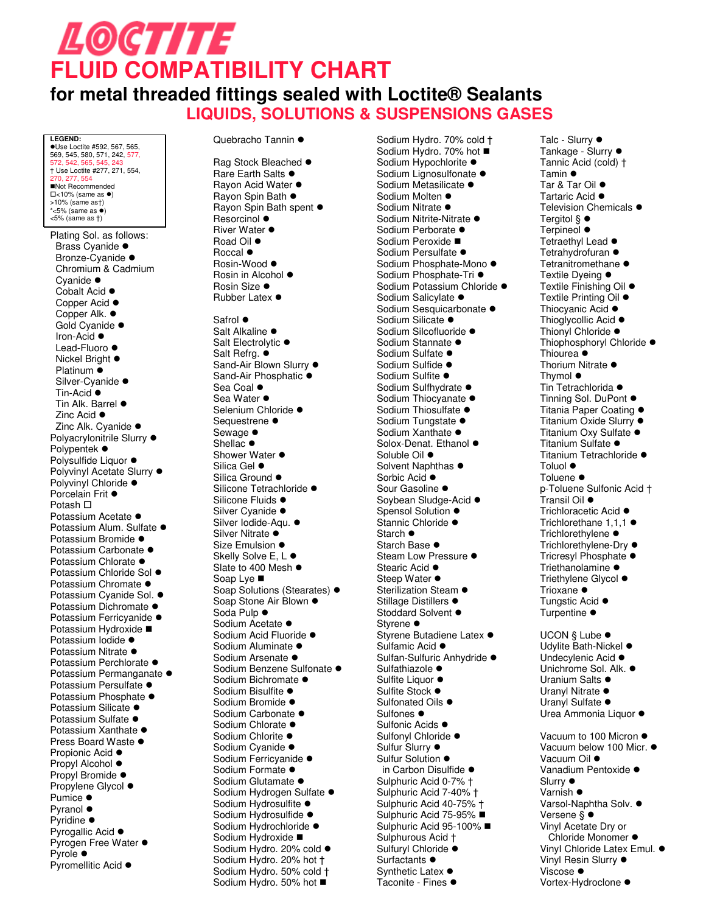# LOCTITE

# FLUID COMPATIBILITY CHART

## for metal threaded fittings sealed with Loctite® Sealants

### LIQUIDS, SOLUTIONS & SUSPENSIONS GASES

**LEGEND:**
●Use Loctite #592, 567, 565, 569, 545, 580, 571, 242, 577, 572, 542, 565, 545, 243
† Use Loctite #277, 271, 554, 270, 277, 554
■Not Recommended
□<10% (same as ●)
>10% (same as†)
*<5% (same as ●)
<5% (same as †)

Plating Sol. as follows:
- Brass Cyanide ●
- Bronze-Cyanide ●
- Chromium & Cadmium Cyanide ●
- Cobalt Acid ●
- Copper Acid ●
- Copper Alk. ●
- Gold Cyanide ●
- Iron-Acid ●
- Lead-Fluoro ●
- Nickel Bright ●
- Platinum ●
- Silver-Cyanide ●
- Tin-Acid ●
- Tin Alk. Barrel ●
- Zinc Acid ●
- Zinc Alk. Cyanide ●

Polyacrylonitrile Slurry ●
Polypentek ●
Polysulfide Liquor ●
Polyvinyl Acetate Slurry ●
Polyvinyl Chloride ●
Porcelain Frit ●
Potash □
Potassium Acetate ●
Potassium Alum. Sulfate ●
Potassium Bromide ●
Potassium Carbonate ●
Potassium Chlorate ●
Potassium Chloride Sol ●
Potassium Chromate ●
Potassium Cyanide Sol. ●
Potassium Dichromate ●
Potassium Ferricyanide ●
Potassium Hydroxide ■
Potassium Iodide ●
Potassium Nitrate ●
Potassium Perchlorate ●
Potassium Permanganate ●
Potassium Persulfate ●
Potassium Phosphate ●
Potassium Silicate ●
Potassium Sulfate ●
Potassium Xanthate ●
Press Board Waste ●
Propionic Acid ●
Propyl Alcohol ●
Propyl Bromide ●
Propylene Glycol ●
Pumice ●
Pyranol ●
Pyridine ●
Pyrogallic Acid ●
Pyrogen Free Water ●
Pyrole ●
Pyromellitic Acid ●

Quebracho Tannin ●

Rag Stock Bleached ●
Rare Earth Salts ●
Rayon Acid Water ●
Rayon Spin Bath ●
Rayon Spin Bath spent ●
Resorcinol ●
River Water ●
Road Oil ●
Roccal ●
Rosin-Wood ●
Rosin in Alcohol ●
Rosin Size ●
Rubber Latex ●

Safrol ●
Salt Alkaline ●
Salt Electrolytic ●
Salt Refrg. ●
Sand-Air Blown Slurry ●
Sand-Air Phosphatic ●
Sea Coal ●
Sea Water ●
Selenium Chloride ●
Sequestrene ●
Sewage ●
Shellac ●
Shower Water ●
Silica Gel ●
Silica Ground ●
Silicone Tetrachloride ●
Silicone Fluids ●
Silver Cyanide ●
Silver Iodide-Aqu. ●
Silver Nitrate ●
Size Emulsion ●
Skelly Solve E, L ●
Slate to 400 Mesh ●
Soap Lye ■
Soap Solutions (Stearates) ●
Soap Stone Air Blown ●
Soda Pulp ●
Sodium Acetate ●
Sodium Acid Fluoride ●
Sodium Aluminate ●
Sodium Arsenate ●
Sodium Benzene Sulfonate ●
Sodium Bichromate ●
Sodium Bisulfite ●
Sodium Bromide ●
Sodium Carbonate ●
Sodium Chlorate ●
Sodium Chlorite ●
Sodium Cyanide ●
Sodium Ferricyanide ●
Sodium Formate ●
Sodium Glutamate ●
Sodium Hydrogen Sulfate ●
Sodium Hydrosulfite ●
Sodium Hydrosulfide ●
Sodium Hydrochloride ●
Sodium Hydroxide ■
Sodium Hydro. 20% cold ●
Sodium Hydro. 20% hot †
Sodium Hydro. 50% cold †
Sodium Hydro. 50% hot ■
Sodium Hydro. 70% cold †
Sodium Hydro. 70% hot ■
Sodium Hypochlorite ●
Sodium Lignosulfonate ●
Sodium Metasilicate ●
Sodium Molten ●
Sodium Nitrate ●
Sodium Nitrite-Nitrate ●
Sodium Perborate ●
Sodium Peroxide ■
Sodium Persulfate ●
Sodium Phosphate-Mono ●
Sodium Phosphate-Tri ●
Sodium Potassium Chloride ●
Sodium Salicylate ●
Sodium Sesquicarbonate ●
Sodium Silicate ●
Sodium Silcofluoride ●
Sodium Stannate ●
Sodium Sulfate ●
Sodium Sulfide ●
Sodium Sulfite ●
Sodium Sulfhydrate ●
Sodium Thiocyanate ●
Sodium Thiosulfate ●
Sodium Tungstate ●
Sodium Xanthate ●
Solox-Denat. Ethanol ●
Soluble Oil ●
Solvent Naphthas ●
Sorbic Acid ●
Sour Gasoline ●
Soybean Sludge-Acid ●
Spensol Solution ●
Stannic Chloride ●
Starch ●
Starch Base ●
Steam Low Pressure ●
Stearic Acid ●
Steep Water ●
Sterilization Steam ●
Stillage Distillers ●
Stoddard Solvent ●
Styrene ●
Styrene Butadiene Latex ●
Sulfamic Acid ●
Sulfan-Sulfuric Anhydride ●
Sulfathiazole ●
Sulfite Liquor ●
Sulfite Stock ●
Sulfonated Oils ●
Sulfones ●
Sulfonic Acids ●
Sulfonyl Chloride ●
Sulfur Slurry ●
Sulfur Solution in Carbon Disulfide ●
Sulphuric Acid 0-7% †
Sulphuric Acid 7-40% †
Sulphuric Acid 40-75% †
Sulphuric Acid 75-95% ■
Sulphuric Acid 95-100% ■
Sulphurous Acid †
Sulfuryl Chloride ●
Surfactants ●
Synthetic Latex ●
Taconite - Fines ●

Talc - Slurry ●
Tankage - Slurry ●
Tannic Acid (cold) †
Tamin ●
Tar & Tar Oil ●
Tartaric Acid ●
Television Chemicals ●
Tergitol § ●
Terpineol ●
Tetraethyl Lead ●
Tetrahydrofuran ●
Tetranitromethane ●
Textile Dyeing ●
Textile Finishing Oil ●
Textile Printing Oil ●
Thiocyanic Acid ●
Thioglycollic Acid ●
Thionyl Chloride ●
Thiophosphoryl Chloride ●
Thiourea ●
Thorium Nitrate ●
Thymol ●
Tin Tetrachlorida ●
Tinning Sol. DuPont ●
Titania Paper Coating ●
Titanium Oxide Slurry ●
Titanium Oxy Sulfate ●
Titanium Sulfate ●
Titanium Tetrachloride ●
Toluol ●
Toluene ●
p-Toluene Sulfonic Acid †
Transil Oil ●
Trichloracetic Acid ●
Trichlorethane 1,1,1 ●
Trichlorethylene ●
Trichlorethylene-Dry ●
Tricresyl Phosphate ●
Triethanolamine ●
Triethylene Glycol ●
Trioxane ●
Tungstic Acid ●
Turpentine ●

UCON § Lube ●
Udylite Bath-Nickel ●
Undecylenic Acid ●
Unichrome Sol. Alk. ●
Uranium Salts ●
Uranyl Nitrate ●
Uranyl Sulfate ●
Urea Ammonia Liquor ●

Vacuum to 100 Micron ●
Vacuum below 100 Micr. ●
Vacuum Oil ●
Vanadium Pentoxide ●
Slurry ●
Varnish ●
Varsol-Naphtha Solv. ●
Versene § ●
Vinyl Acetate Dry or Chloride Monomer ●
Vinyl Chloride Latex Emul. ●
Vinyl Resin Slurry ●
Viscose ●
Vortex-Hydroclone ●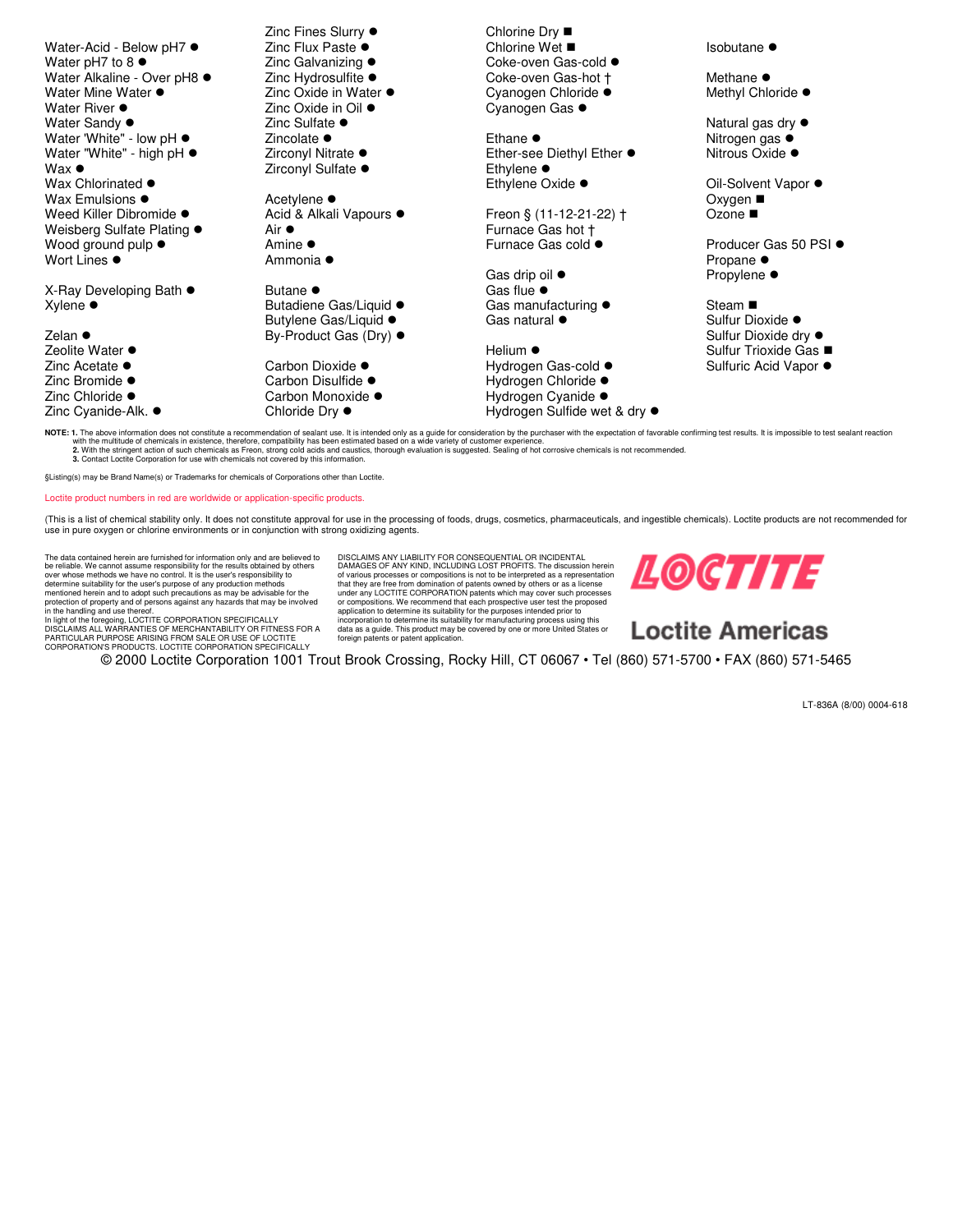Water-Acid - Below pH7 ●
Water pH7 to 8 ●
Water Alkaline - Over pH8 ●
Water Mine Water ●
Water River ●
Water Sandy ●
Water 'White" - low pH ●
Water "White" - high pH ●
Wax ●
Wax Chlorinated ●
Wax Emulsions ●
Weed Killer Dibromide ●
Weisberg Sulfate Plating ●
Wood ground pulp ●
Wort Lines ●

X-Ray Developing Bath ●
Xylene ●

Zelan ●
Zeolite Water ●
Zinc Acetate ●
Zinc Bromide ●
Zinc Chloride ●
Zinc Cyanide-Alk. ●
Zinc Fines Slurry ●
Zinc Flux Paste ●
Zinc Galvanizing ●
Zinc Hydrosulfite ●
Zinc Oxide in Water ●
Zinc Oxide in Oil ●
Zinc Sulfate ●
Zincolate ●
Zirconyl Nitrate ●
Zirconyl Sulfate ●

Acetylene ●
Acid & Alkali Vapours ●
Air ●
Amine ●
Ammonia ●

Butane ●
Butadiene Gas/Liquid ●
Butylene Gas/Liquid ●
By-Product Gas (Dry) ●

Carbon Dioxide ●
Carbon Disulfide ●
Carbon Monoxide ●
Chloride Dry ●
Chlorine Dry ■
Chlorine Wet ■
Coke-oven Gas-cold ●
Coke-oven Gas-hot †
Cyanogen Chloride ●
Cyanogen Gas ●

Ethane ●
Ether-see Diethyl Ether ●
Ethylene ●
Ethylene Oxide ●

Freon § (11-12-21-22) †
Furnace Gas hot †
Furnace Gas cold ●

Gas drip oil ●
Gas flue ●
Gas manufacturing ●
Gas natural ●

Helium ●
Hydrogen Gas-cold ●
Hydrogen Chloride ●
Hydrogen Cyanide ●
Hydrogen Sulfide wet & dry ●

Isobutane ●

Methane ●
Methyl Chloride ●

Natural gas dry ●
Nitrogen gas ●
Nitrous Oxide ●

Oil-Solvent Vapor ●
Oxygen ■
Ozone ■

Producer Gas 50 PSI ●
Propane ●
Propylene ●

Steam ■
Sulfur Dioxide ●
Sulfur Dioxide dry ●
Sulfur Trioxide Gas ■
Sulfuric Acid Vapor ●

**NOTE: 1.** The above information does not constitute a recommendation of sealant use. It is intended only as a guide for consideration by the purchaser with the expectation of favorable confirming test results. It is impossible to test sealant reaction with the multitude of chemicals in existence, therefore, compatibility has been estimated based on a wide variety of customer experience.
**2.** With the stringent action of such chemicals as Freon, strong cold acids and caustics, thorough evaluation is suggested. Sealing of hot corrosive chemicals is not recommended.
**3.** Contact Loctite Corporation for use with chemicals not covered by this information.

§Listing(s) may be Brand Name(s) or Trademarks for chemicals of Corporations other than Loctite.

Loctite product numbers in red are worldwide or application-specific products.

(This is a list of chemical stability only. It does not constitute approval for use in the processing of foods, drugs, cosmetics, pharmaceuticals, and ingestible chemicals). Loctite products are not recommended for use in pure oxygen or chlorine environments or in conjunction with strong oxidizing agents.

The data contained herein are furnished for information only and are believed to be reliable. We cannot assume responsibility for the results obtained by others over whose methods we have no control. It is the user's responsibility to determine suitability for the user's purpose of any production methods mentioned herein and to adopt such precautions as may be advisable for the protection of property and of persons against any hazards that may be involved in the handling and use thereof.
In light of the foregoing, LOCTITE CORPORATION SPECIFICALLY DISCLAIMS ALL WARRANTIES OF MERCHANTABILITY OR FITNESS FOR A PARTICULAR PURPOSE ARISING FROM SALE OR USE OF LOCTITE CORPORATION'S PRODUCTS. LOCTITE CORPORATION SPECIFICALLY DISCLAIMS ANY LIABILITY FOR CONSEQUENTIAL OR INCIDENTAL DAMAGES OF ANY KIND, INCLUDING LOST PROFITS. The discussion herein of various processes or compositions is not to be interpreted as a representation that they are free from domination of patents owned by others or as a license under any LOCTITE CORPORATION patents which may cover such processes or compositions. We recommend that each prospective user test the proposed application to determine its suitability for the purposes intended prior to incorporation to determine its suitability for manufacturing process using this data as a guide. This product may be covered by one or more United States or foreign patents or patent application.

LOCTITE

Loctite Americas

© 2000 Loctite Corporation 1001 Trout Brook Crossing, Rocky Hill, CT 06067 • Tel (860) 571-5700 • FAX (860) 571-5465

LT-836A (8/00) 0004-618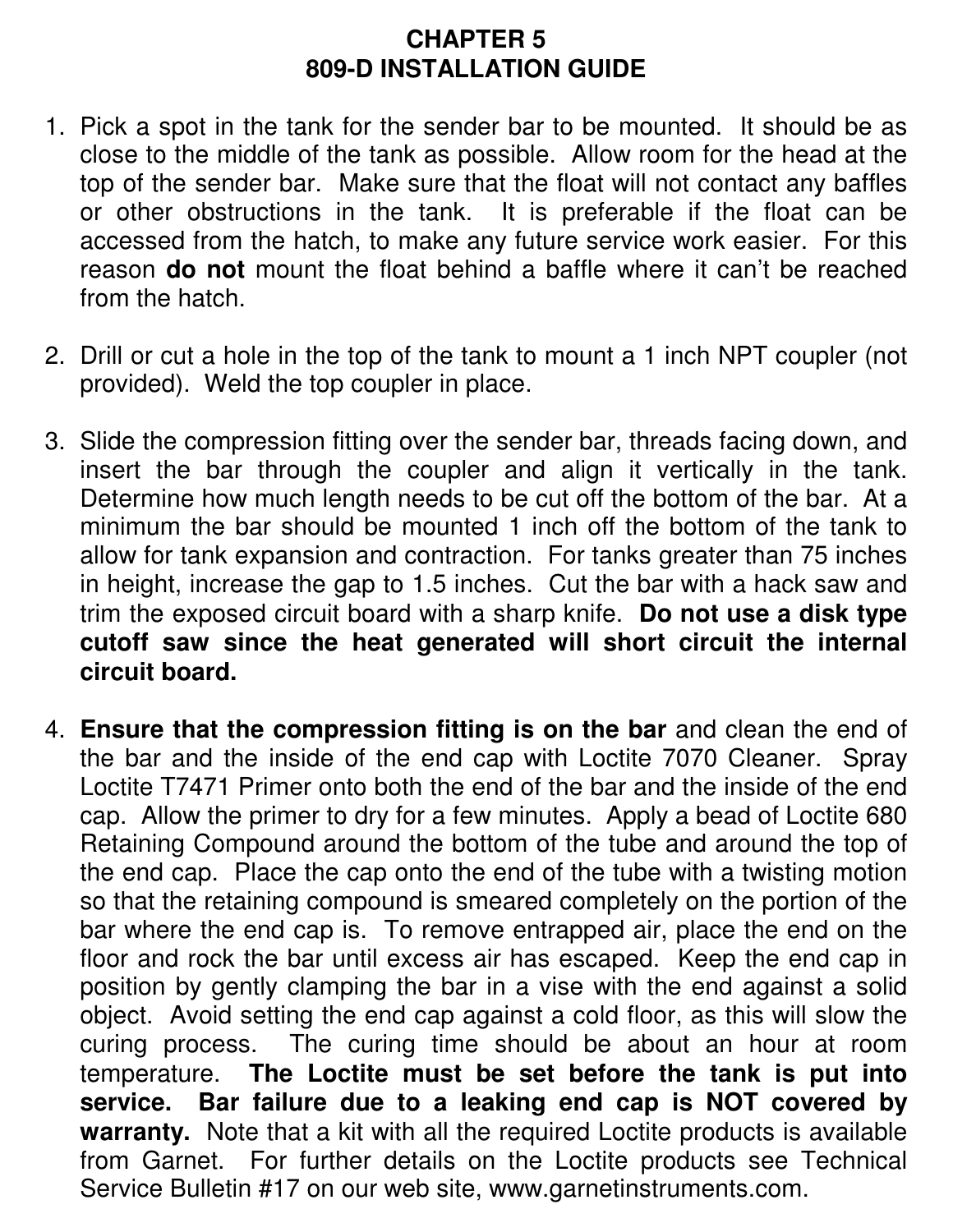# CHAPTER 5
# 809-D INSTALLATION GUIDE

1. Pick a spot in the tank for the sender bar to be mounted. It should be as close to the middle of the tank as possible. Allow room for the head at the top of the sender bar. Make sure that the float will not contact any baffles or other obstructions in the tank. It is preferable if the float can be accessed from the hatch, to make any future service work easier. For this reason **do not** mount the float behind a baffle where it can't be reached from the hatch.

2. Drill or cut a hole in the top of the tank to mount a 1 inch NPT coupler (not provided). Weld the top coupler in place.

3. Slide the compression fitting over the sender bar, threads facing down, and insert the bar through the coupler and align it vertically in the tank. Determine how much length needs to be cut off the bottom of the bar. At a minimum the bar should be mounted 1 inch off the bottom of the tank to allow for tank expansion and contraction. For tanks greater than 75 inches in height, increase the gap to 1.5 inches. Cut the bar with a hack saw and trim the exposed circuit board with a sharp knife. **Do not use a disk type cutoff saw since the heat generated will short circuit the internal circuit board.**

4. **Ensure that the compression fitting is on the bar** and clean the end of the bar and the inside of the end cap with Loctite 7070 Cleaner. Spray Loctite T7471 Primer onto both the end of the bar and the inside of the end cap. Allow the primer to dry for a few minutes. Apply a bead of Loctite 680 Retaining Compound around the bottom of the tube and around the top of the end cap. Place the cap onto the end of the tube with a twisting motion so that the retaining compound is smeared completely on the portion of the bar where the end cap is. To remove entrapped air, place the end on the floor and rock the bar until excess air has escaped. Keep the end cap in position by gently clamping the bar in a vise with the end against a solid object. Avoid setting the end cap against a cold floor, as this will slow the curing process. The curing time should be about an hour at room temperature. **The Loctite must be set before the tank is put into service. Bar failure due to a leaking end cap is NOT covered by warranty.** Note that a kit with all the required Loctite products is available from Garnet. For further details on the Loctite products see Technical Service Bulletin #17 on our web site, www.garnetinstruments.com.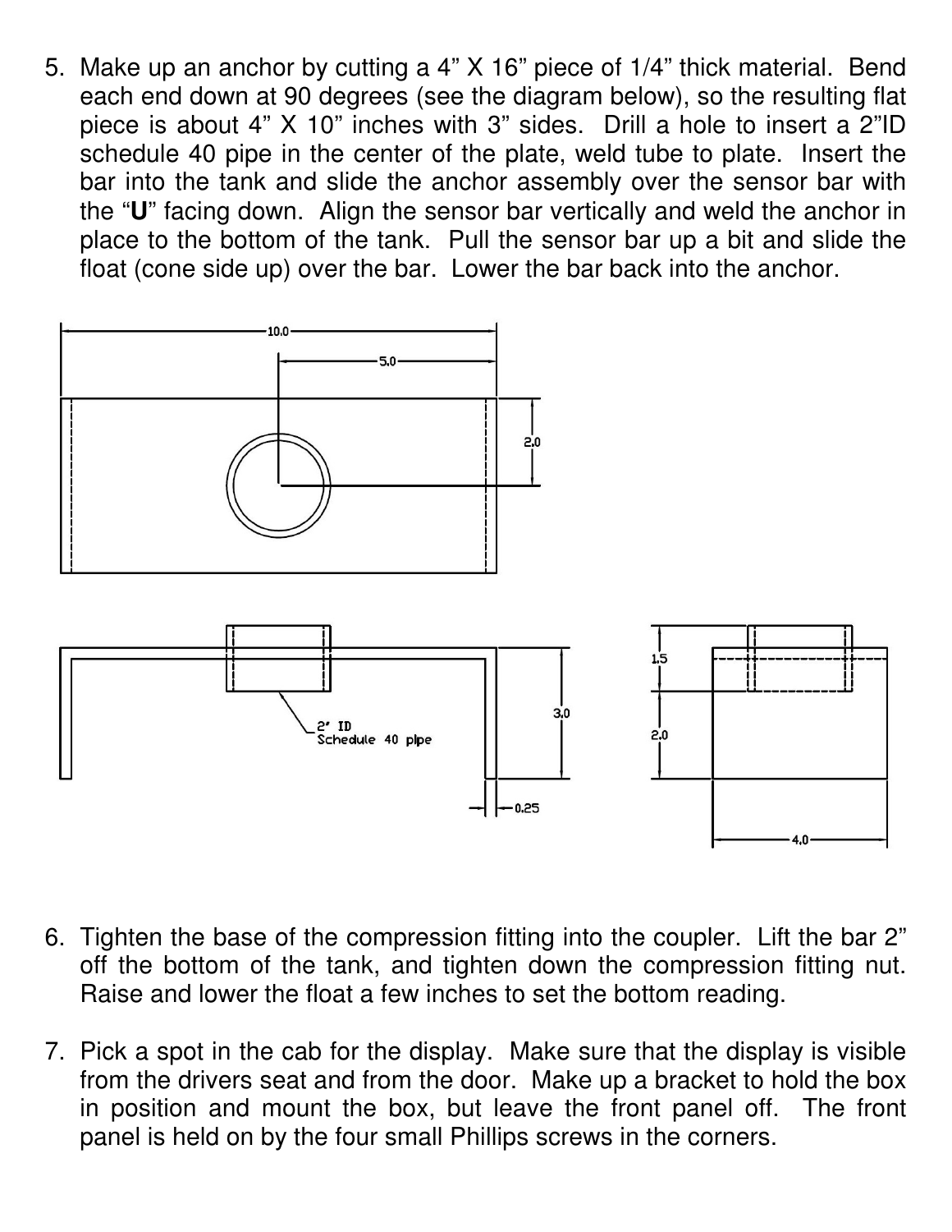5. Make up an anchor by cutting a 4” X 16” piece of 1/4” thick material. Bend each end down at 90 degrees (see the diagram below), so the resulting flat piece is about 4” X 10” inches with 3” sides. Drill a hole to insert a 2”ID schedule 40 pipe in the center of the plate, weld tube to plate. Insert the bar into the tank and slide the anchor assembly over the sensor bar with the “**U**” facing down. Align the sensor bar vertically and weld the anchor in place to the bottom of the tank. Pull the sensor bar up a bit and slide the float (cone side up) over the bar. Lower the bar back into the anchor.

6. Tighten the base of the compression fitting into the coupler. Lift the bar 2” off the bottom of the tank, and tighten down the compression fitting nut. Raise and lower the float a few inches to set the bottom reading.

7. Pick a spot in the cab for the display. Make sure that the display is visible from the drivers seat and from the door. Make up a bracket to hold the box in position and mount the box, but leave the front panel off. The front panel is held on by the four small Phillips screws in the corners.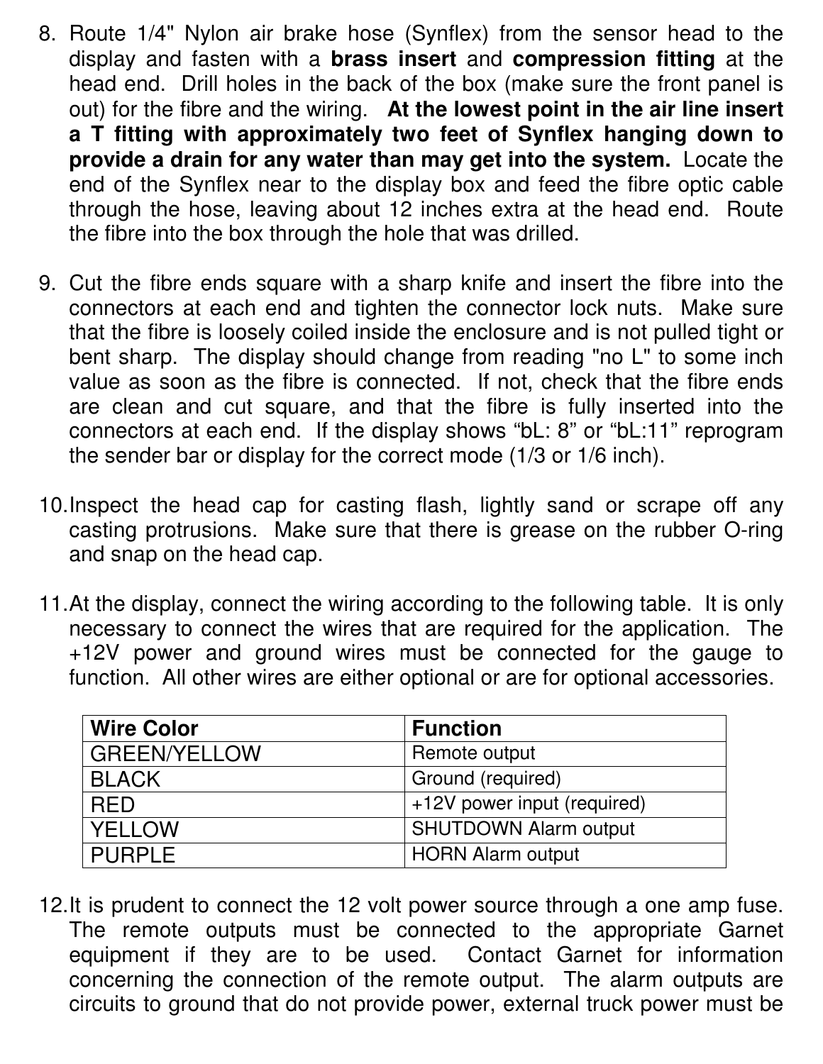8. Route 1/4" Nylon air brake hose (Synflex) from the sensor head to the display and fasten with a **brass insert** and **compression fitting** at the head end. Drill holes in the back of the box (make sure the front panel is out) for the fibre and the wiring. **At the lowest point in the air line insert a T fitting with approximately two feet of Synflex hanging down to provide a drain for any water than may get into the system.** Locate the end of the Synflex near to the display box and feed the fibre optic cable through the hose, leaving about 12 inches extra at the head end. Route the fibre into the box through the hole that was drilled.

9. Cut the fibre ends square with a sharp knife and insert the fibre into the connectors at each end and tighten the connector lock nuts. Make sure that the fibre is loosely coiled inside the enclosure and is not pulled tight or bent sharp. The display should change from reading "no L" to some inch value as soon as the fibre is connected. If not, check that the fibre ends are clean and cut square, and that the fibre is fully inserted into the connectors at each end. If the display shows "bL: 8" or "bL:11" reprogram the sender bar or display for the correct mode (1/3 or 1/6 inch).

10. Inspect the head cap for casting flash, lightly sand or scrape off any casting protrusions. Make sure that there is grease on the rubber O-ring and snap on the head cap.

11. At the display, connect the wiring according to the following table. It is only necessary to connect the wires that are required for the application. The +12V power and ground wires must be connected for the gauge to function. All other wires are either optional or are for optional accessories.

| Wire Color | Function |
|---|---|
| GREEN/YELLOW | Remote output |
| BLACK | Ground (required) |
| RED | +12V power input (required) |
| YELLOW | SHUTDOWN Alarm output |
| PURPLE | HORN Alarm output |

12. It is prudent to connect the 12 volt power source through a one amp fuse. The remote outputs must be connected to the appropriate Garnet equipment if they are to be used. Contact Garnet for information concerning the connection of the remote output. The alarm outputs are circuits to ground that do not provide power, external truck power must be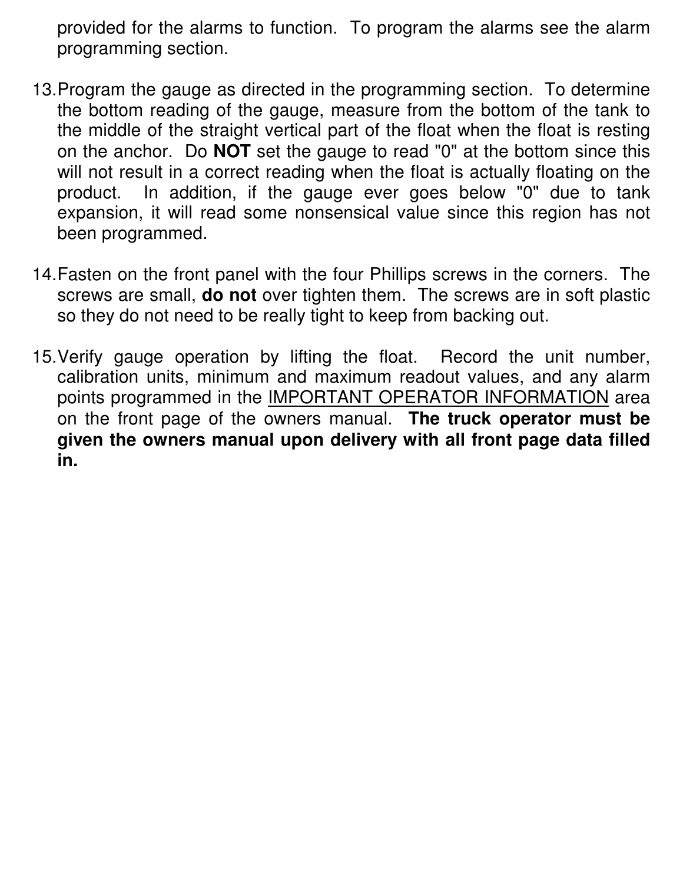provided for the alarms to function. To program the alarms see the alarm programming section.

13. Program the gauge as directed in the programming section. To determine the bottom reading of the gauge, measure from the bottom of the tank to the middle of the straight vertical part of the float when the float is resting on the anchor. Do **NOT** set the gauge to read "0" at the bottom since this will not result in a correct reading when the float is actually floating on the product. In addition, if the gauge ever goes below "0" due to tank expansion, it will read some nonsensical value since this region has not been programmed.

14. Fasten on the front panel with the four Phillips screws in the corners. The screws are small, **do not** over tighten them. The screws are in soft plastic so they do not need to be really tight to keep from backing out.

15. Verify gauge operation by lifting the float. Record the unit number, calibration units, minimum and maximum readout values, and any alarm points programmed in the <u>IMPORTANT OPERATOR INFORMATION</u> area on the front page of the owners manual. **The truck operator must be given the owners manual upon delivery with all front page data filled in.**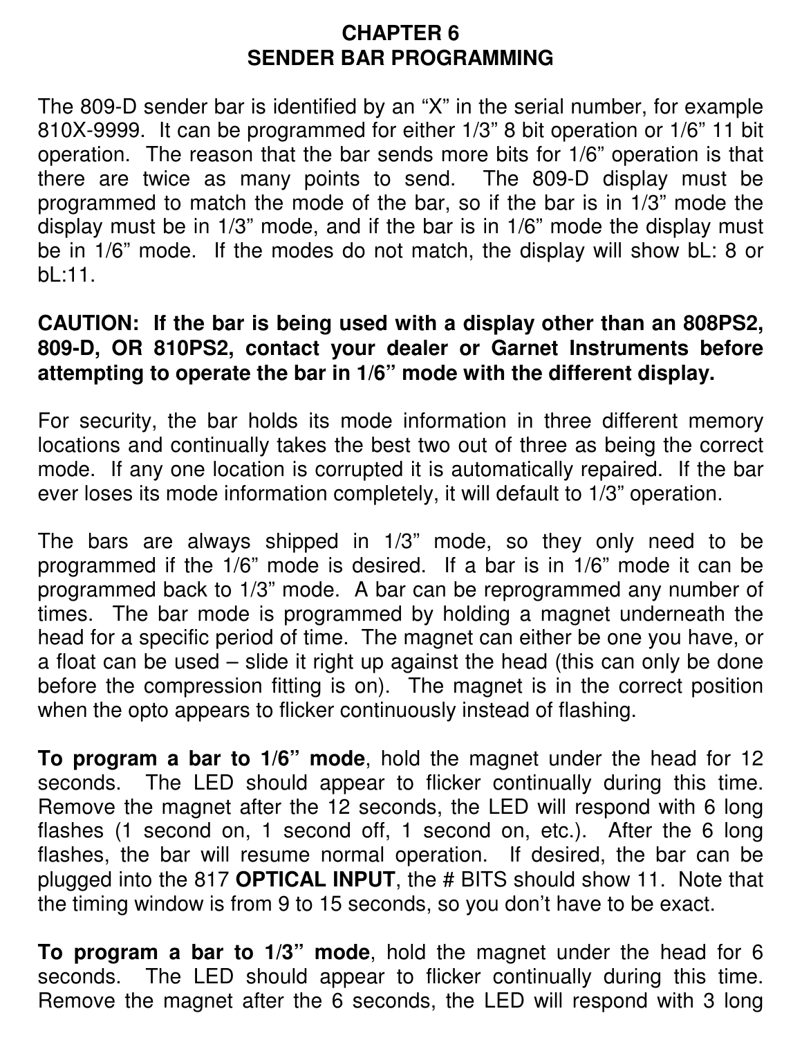# CHAPTER 6
# SENDER BAR PROGRAMMING

The 809-D sender bar is identified by an "X" in the serial number, for example 810X-9999. It can be programmed for either 1/3" 8 bit operation or 1/6" 11 bit operation. The reason that the bar sends more bits for 1/6" operation is that there are twice as many points to send. The 809-D display must be programmed to match the mode of the bar, so if the bar is in 1/3" mode the display must be in 1/3" mode, and if the bar is in 1/6" mode the display must be in 1/6" mode. If the modes do not match, the display will show bL: 8 or bL:11.

**CAUTION: If the bar is being used with a display other than an 808PS2, 809-D, OR 810PS2, contact your dealer or Garnet Instruments before attempting to operate the bar in 1/6" mode with the different display.**

For security, the bar holds its mode information in three different memory locations and continually takes the best two out of three as being the correct mode. If any one location is corrupted it is automatically repaired. If the bar ever loses its mode information completely, it will default to 1/3" operation.

The bars are always shipped in 1/3" mode, so they only need to be programmed if the 1/6" mode is desired. If a bar is in 1/6" mode it can be programmed back to 1/3" mode. A bar can be reprogrammed any number of times. The bar mode is programmed by holding a magnet underneath the head for a specific period of time. The magnet can either be one you have, or a float can be used – slide it right up against the head (this can only be done before the compression fitting is on). The magnet is in the correct position when the opto appears to flicker continuously instead of flashing.

**To program a bar to 1/6" mode**, hold the magnet under the head for 12 seconds. The LED should appear to flicker continually during this time. Remove the magnet after the 12 seconds, the LED will respond with 6 long flashes (1 second on, 1 second off, 1 second on, etc.). After the 6 long flashes, the bar will resume normal operation. If desired, the bar can be plugged into the 817 **OPTICAL INPUT**, the # BITS should show 11. Note that the timing window is from 9 to 15 seconds, so you don't have to be exact.

**To program a bar to 1/3" mode**, hold the magnet under the head for 6 seconds. The LED should appear to flicker continually during this time. Remove the magnet after the 6 seconds, the LED will respond with 3 long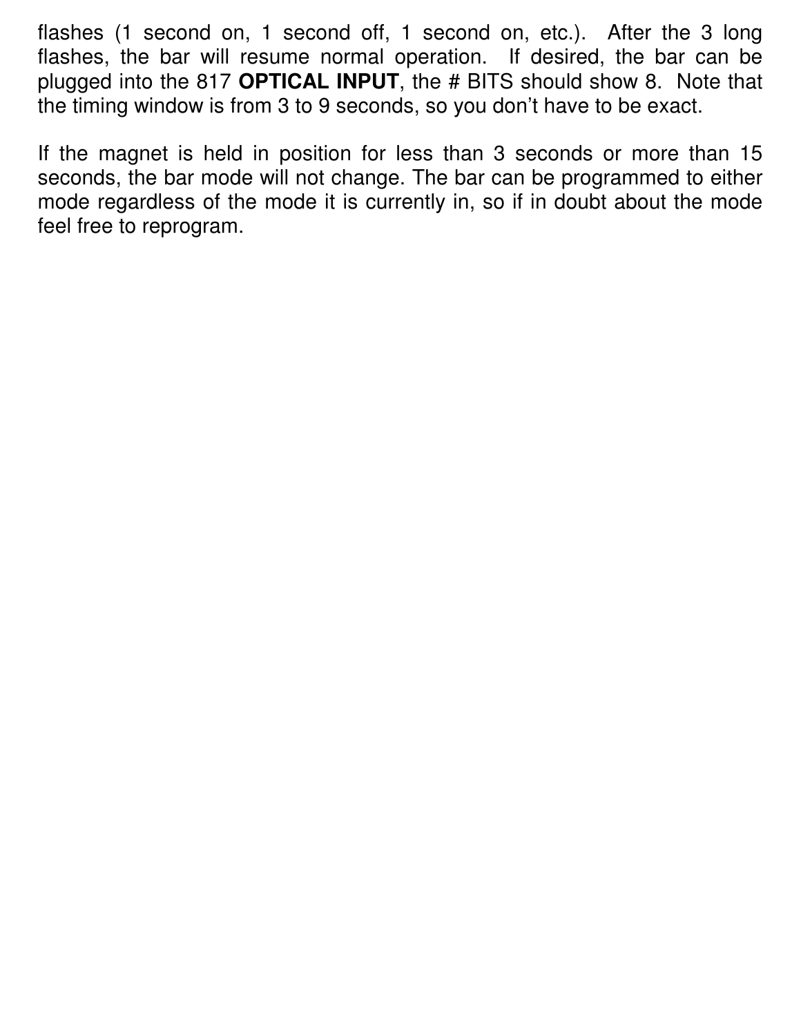flashes (1 second on, 1 second off, 1 second on, etc.). After the 3 long flashes, the bar will resume normal operation. If desired, the bar can be plugged into the 817 **OPTICAL INPUT**, the # BITS should show 8. Note that the timing window is from 3 to 9 seconds, so you don't have to be exact.

If the magnet is held in position for less than 3 seconds or more than 15 seconds, the bar mode will not change. The bar can be programmed to either mode regardless of the mode it is currently in, so if in doubt about the mode feel free to reprogram.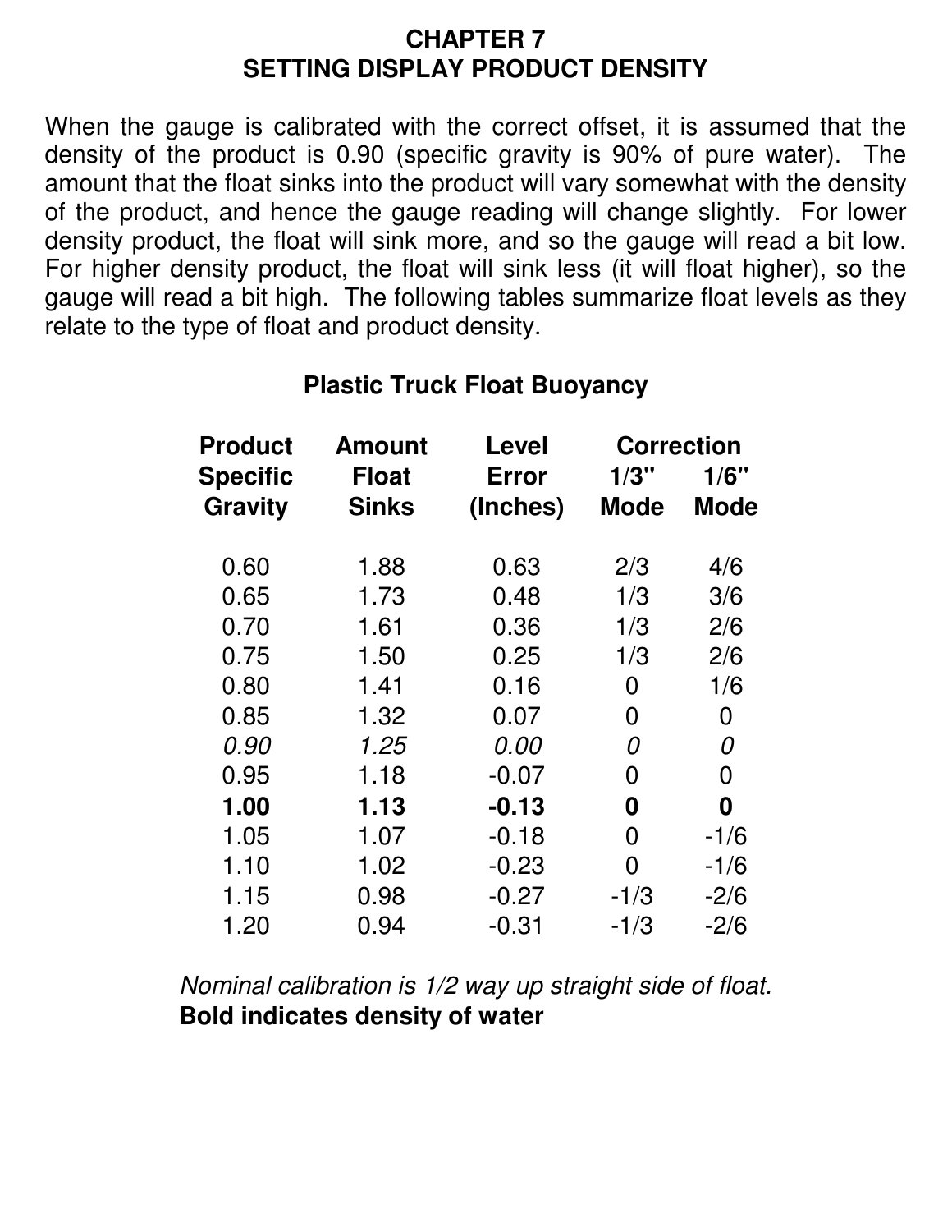# CHAPTER 7
# SETTING DISPLAY PRODUCT DENSITY

When the gauge is calibrated with the correct offset, it is assumed that the density of the product is 0.90 (specific gravity is 90% of pure water). The amount that the float sinks into the product will vary somewhat with the density of the product, and hence the gauge reading will change slightly. For lower density product, the float will sink more, and so the gauge will read a bit low. For higher density product, the float will sink less (it will float higher), so the gauge will read a bit high. The following tables summarize float levels as they relate to the type of float and product density.

### Plastic Truck Float Buoyancy

| Product Specific Gravity | Amount Float Sinks | Level Error (Inches) | Correction 1/3" Mode | Correction 1/6" Mode |
|---|---|---|---|---|
| 0.60 | 1.88 | 0.63 | 2/3 | 4/6 |
| 0.65 | 1.73 | 0.48 | 1/3 | 3/6 |
| 0.70 | 1.61 | 0.36 | 1/3 | 2/6 |
| 0.75 | 1.50 | 0.25 | 1/3 | 2/6 |
| 0.80 | 1.41 | 0.16 | 0 | 1/6 |
| 0.85 | 1.32 | 0.07 | 0 | 0 |
| *0.90* | *1.25* | *0.00* | *0* | *0* |
| 0.95 | 1.18 | -0.07 | 0 | 0 |
| **1.00** | **1.13** | **-0.13** | **0** | **0** |
| 1.05 | 1.07 | -0.18 | 0 | -1/6 |
| 1.10 | 1.02 | -0.23 | 0 | -1/6 |
| 1.15 | 0.98 | -0.27 | -1/3 | -2/6 |
| 1.20 | 0.94 | -0.31 | -1/3 | -2/6 |

*Nominal calibration is 1/2 way up straight side of float.*

**Bold indicates density of water**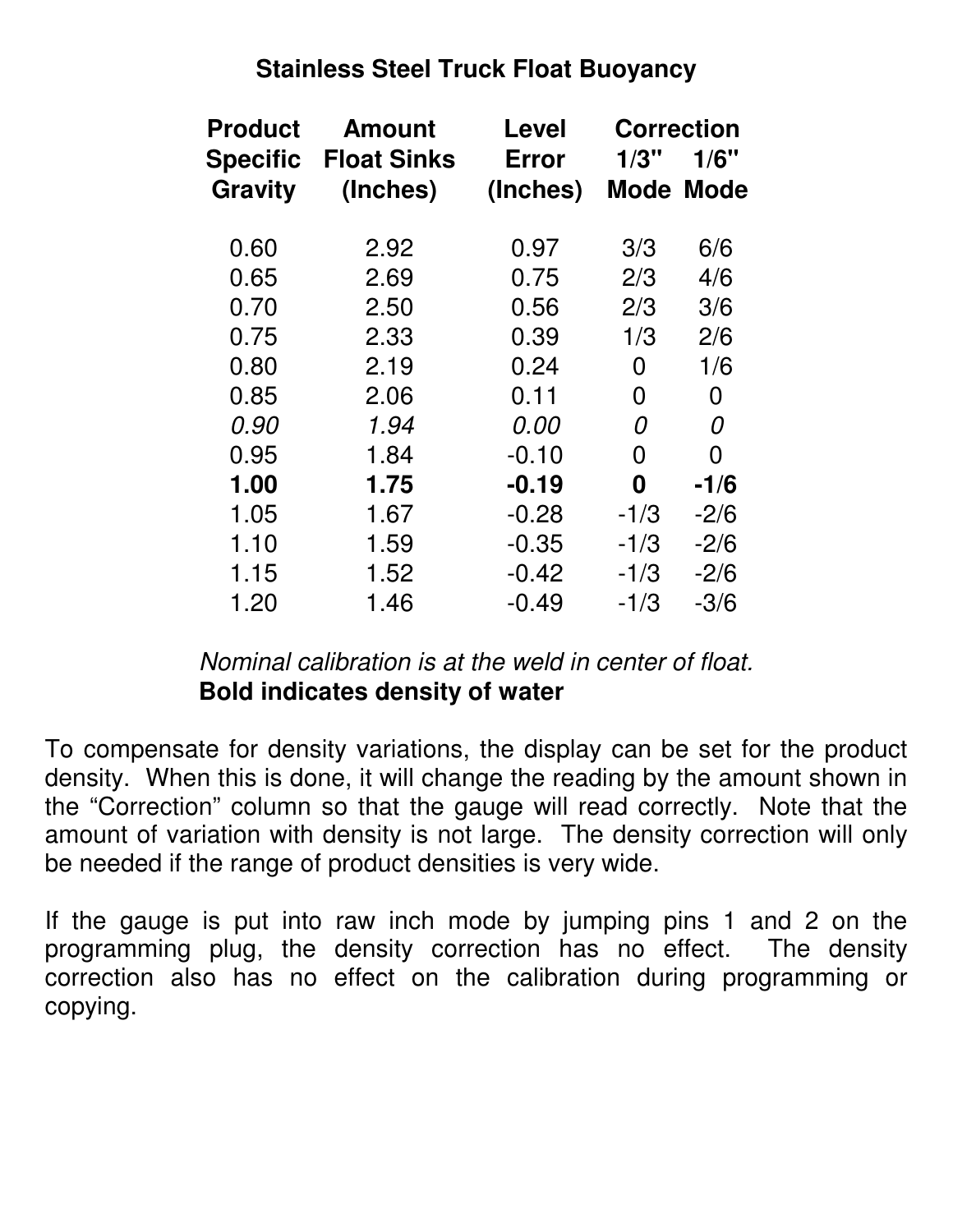## Stainless Steel Truck Float Buoyancy

| Product Specific Gravity | Amount Float Sinks (Inches) | Level Error (Inches) | Correction 1/3" Mode | Correction 1/6" Mode |
|---|---|---|---|---|
| 0.60 | 2.92 | 0.97 | 3/3 | 6/6 |
| 0.65 | 2.69 | 0.75 | 2/3 | 4/6 |
| 0.70 | 2.50 | 0.56 | 2/3 | 3/6 |
| 0.75 | 2.33 | 0.39 | 1/3 | 2/6 |
| 0.80 | 2.19 | 0.24 | 0 | 1/6 |
| 0.85 | 2.06 | 0.11 | 0 | 0 |
| *0.90* | *1.94* | *0.00* | *0* | *0* |
| 0.95 | 1.84 | -0.10 | 0 | 0 |
| **1.00** | **1.75** | **-0.19** | **0** | **-1/6** |
| 1.05 | 1.67 | -0.28 | -1/3 | -2/6 |
| 1.10 | 1.59 | -0.35 | -1/3 | -2/6 |
| 1.15 | 1.52 | -0.42 | -1/3 | -2/6 |
| 1.20 | 1.46 | -0.49 | -1/3 | -3/6 |

*Nominal calibration is at the weld in center of float.*
**Bold indicates density of water**

To compensate for density variations, the display can be set for the product density. When this is done, it will change the reading by the amount shown in the "Correction" column so that the gauge will read correctly. Note that the amount of variation with density is not large. The density correction will only be needed if the range of product densities is very wide.

If the gauge is put into raw inch mode by jumping pins 1 and 2 on the programming plug, the density correction has no effect. The density correction also has no effect on the calibration during programming or copying.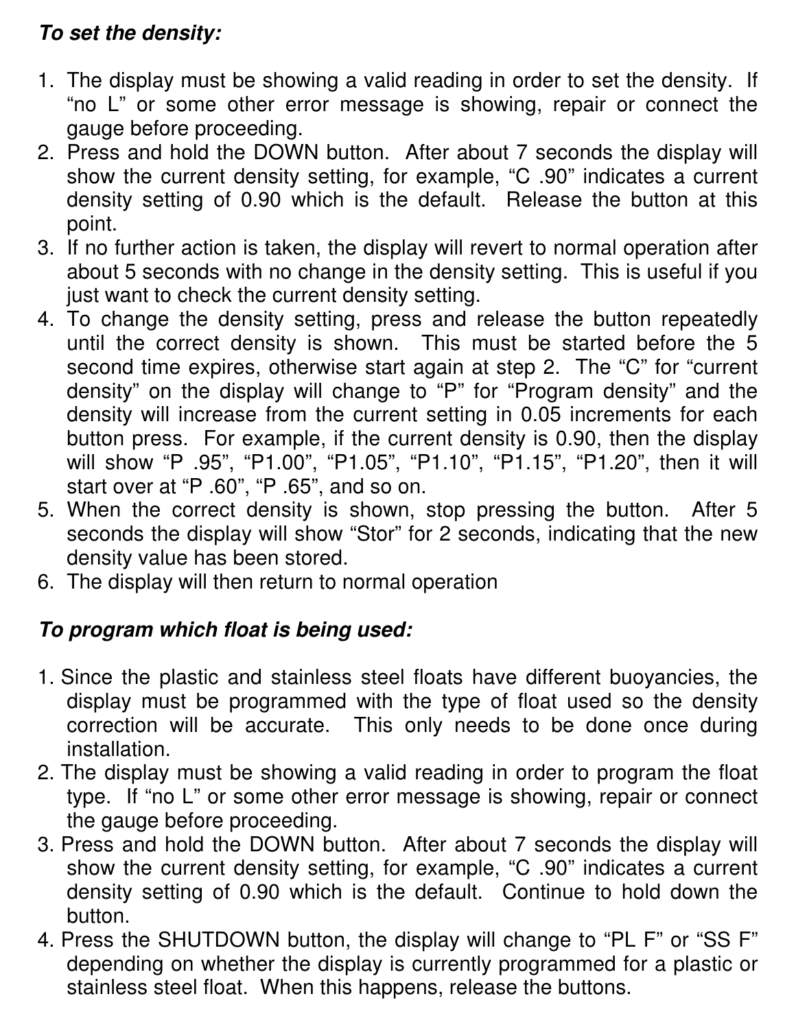***To set the density:***

1. The display must be showing a valid reading in order to set the density. If "no L" or some other error message is showing, repair or connect the gauge before proceeding.
2. Press and hold the DOWN button. After about 7 seconds the display will show the current density setting, for example, "C .90" indicates a current density setting of 0.90 which is the default. Release the button at this point.
3. If no further action is taken, the display will revert to normal operation after about 5 seconds with no change in the density setting. This is useful if you just want to check the current density setting.
4. To change the density setting, press and release the button repeatedly until the correct density is shown. This must be started before the 5 second time expires, otherwise start again at step 2. The "C" for "current density" on the display will change to "P" for "Program density" and the density will increase from the current setting in 0.05 increments for each button press. For example, if the current density is 0.90, then the display will show "P .95", "P1.00", "P1.05", "P1.10", "P1.15", "P1.20", then it will start over at "P .60", "P .65", and so on.
5. When the correct density is shown, stop pressing the button. After 5 seconds the display will show "Stor" for 2 seconds, indicating that the new density value has been stored.
6. The display will then return to normal operation

***To program which float is being used:***

1. Since the plastic and stainless steel floats have different buoyancies, the display must be programmed with the type of float used so the density correction will be accurate. This only needs to be done once during installation.
2. The display must be showing a valid reading in order to program the float type. If "no L" or some other error message is showing, repair or connect the gauge before proceeding.
3. Press and hold the DOWN button. After about 7 seconds the display will show the current density setting, for example, "C .90" indicates a current density setting of 0.90 which is the default. Continue to hold down the button.
4. Press the SHUTDOWN button, the display will change to "PL F" or "SS F" depending on whether the display is currently programmed for a plastic or stainless steel float. When this happens, release the buttons.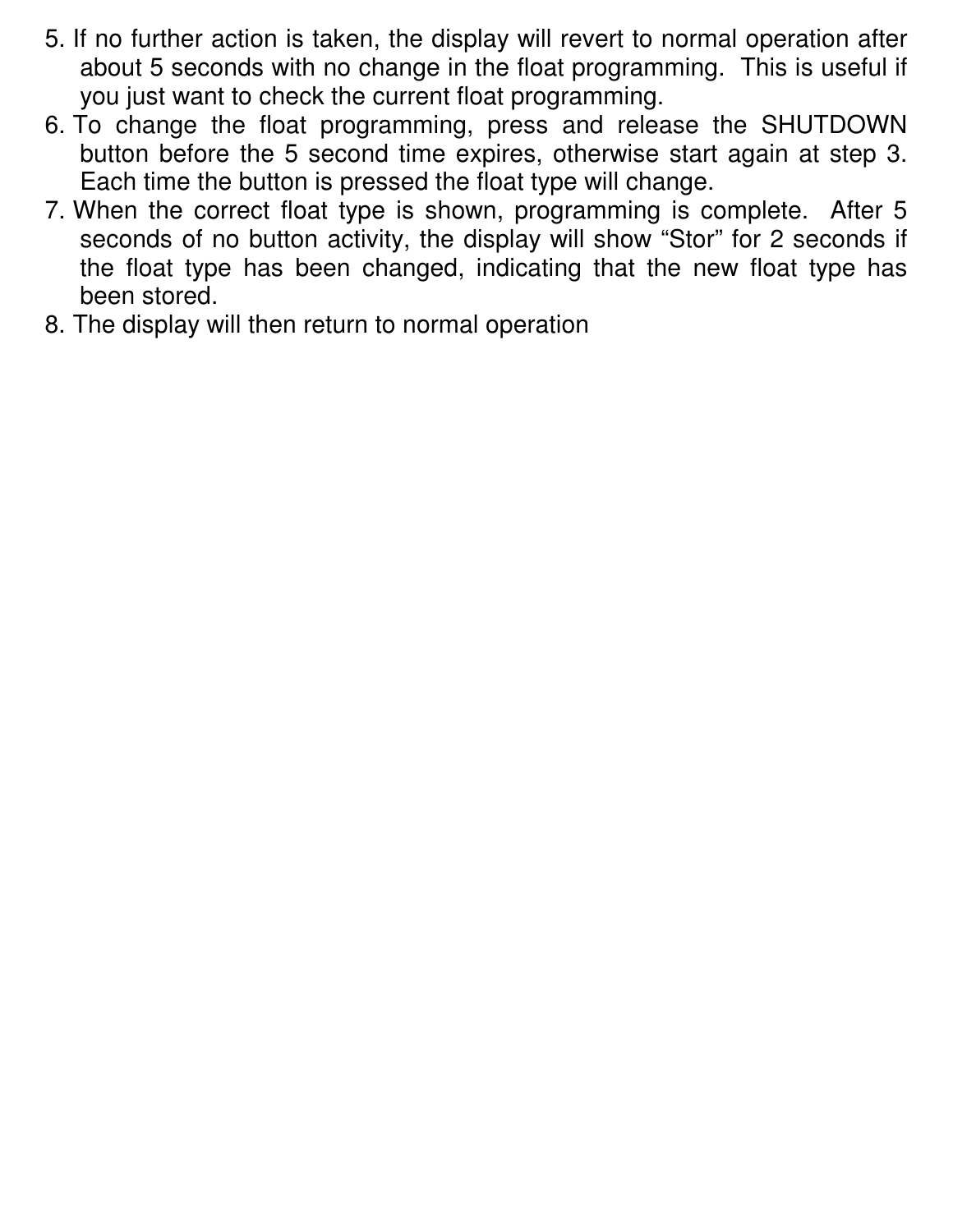5. If no further action is taken, the display will revert to normal operation after about 5 seconds with no change in the float programming.  This is useful if you just want to check the current float programming.
6. To change the float programming, press and release the SHUTDOWN button before the 5 second time expires, otherwise start again at step 3. Each time the button is pressed the float type will change.
7. When the correct float type is shown, programming is complete.  After 5 seconds of no button activity, the display will show "Stor" for 2 seconds if the float type has been changed, indicating that the new float type has been stored.
8. The display will then return to normal operation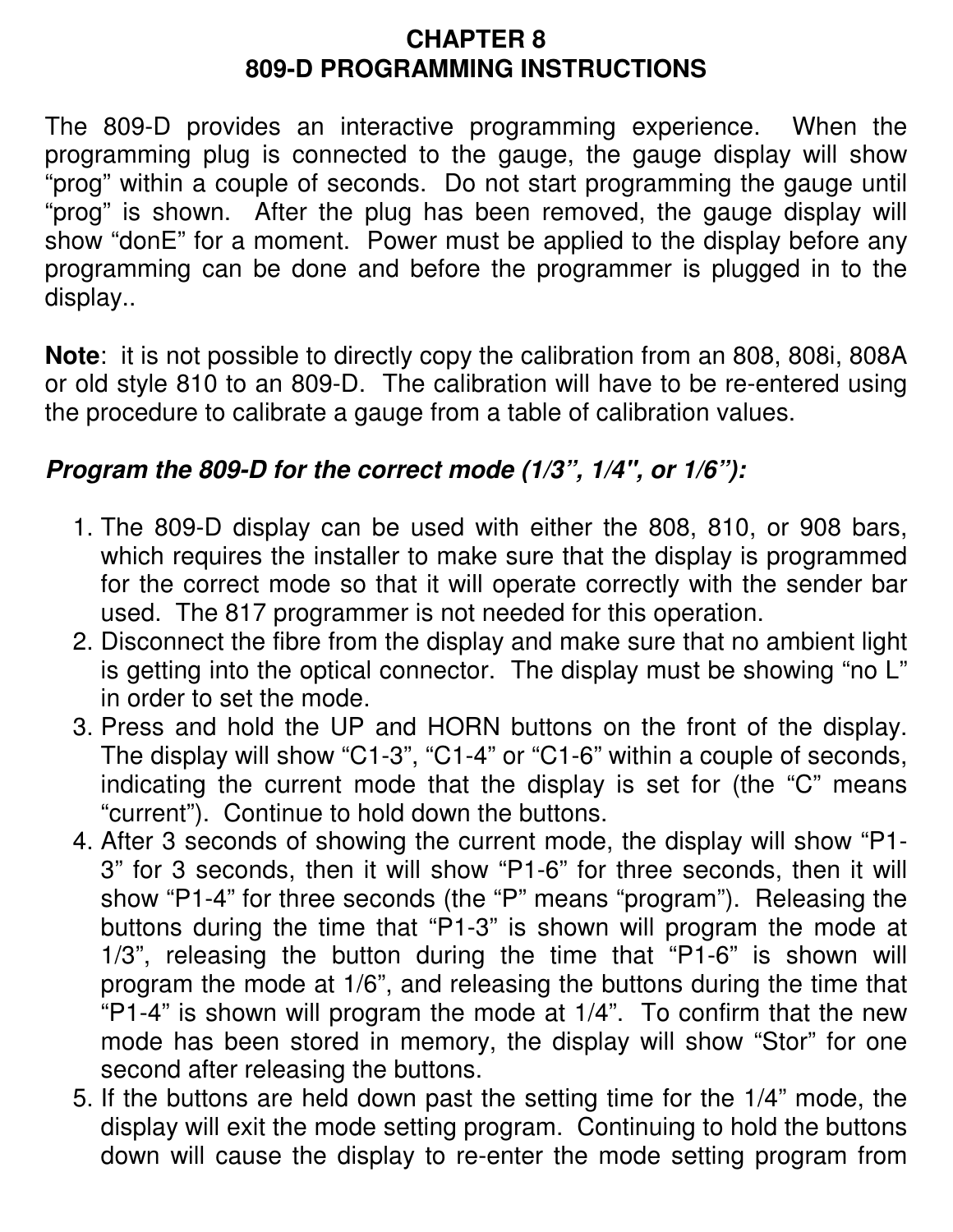# CHAPTER 8
# 809-D PROGRAMMING INSTRUCTIONS

The 809-D provides an interactive programming experience. When the programming plug is connected to the gauge, the gauge display will show "prog" within a couple of seconds. Do not start programming the gauge until "prog" is shown. After the plug has been removed, the gauge display will show "donE" for a moment. Power must be applied to the display before any programming can be done and before the programmer is plugged in to the display..

**Note**: it is not possible to directly copy the calibration from an 808, 808i, 808A or old style 810 to an 809-D. The calibration will have to be re-entered using the procedure to calibrate a gauge from a table of calibration values.

### *Program the 809-D for the correct mode (1/3", 1/4", or 1/6"):*

1. The 809-D display can be used with either the 808, 810, or 908 bars, which requires the installer to make sure that the display is programmed for the correct mode so that it will operate correctly with the sender bar used. The 817 programmer is not needed for this operation.
2. Disconnect the fibre from the display and make sure that no ambient light is getting into the optical connector. The display must be showing "no L" in order to set the mode.
3. Press and hold the UP and HORN buttons on the front of the display. The display will show "C1-3", "C1-4" or "C1-6" within a couple of seconds, indicating the current mode that the display is set for (the "C" means "current"). Continue to hold down the buttons.
4. After 3 seconds of showing the current mode, the display will show "P1-3" for 3 seconds, then it will show "P1-6" for three seconds, then it will show "P1-4" for three seconds (the "P" means "program"). Releasing the buttons during the time that "P1-3" is shown will program the mode at 1/3", releasing the button during the time that "P1-6" is shown will program the mode at 1/6", and releasing the buttons during the time that "P1-4" is shown will program the mode at 1/4". To confirm that the new mode has been stored in memory, the display will show "Stor" for one second after releasing the buttons.
5. If the buttons are held down past the setting time for the 1/4" mode, the display will exit the mode setting program. Continuing to hold the buttons down will cause the display to re-enter the mode setting program from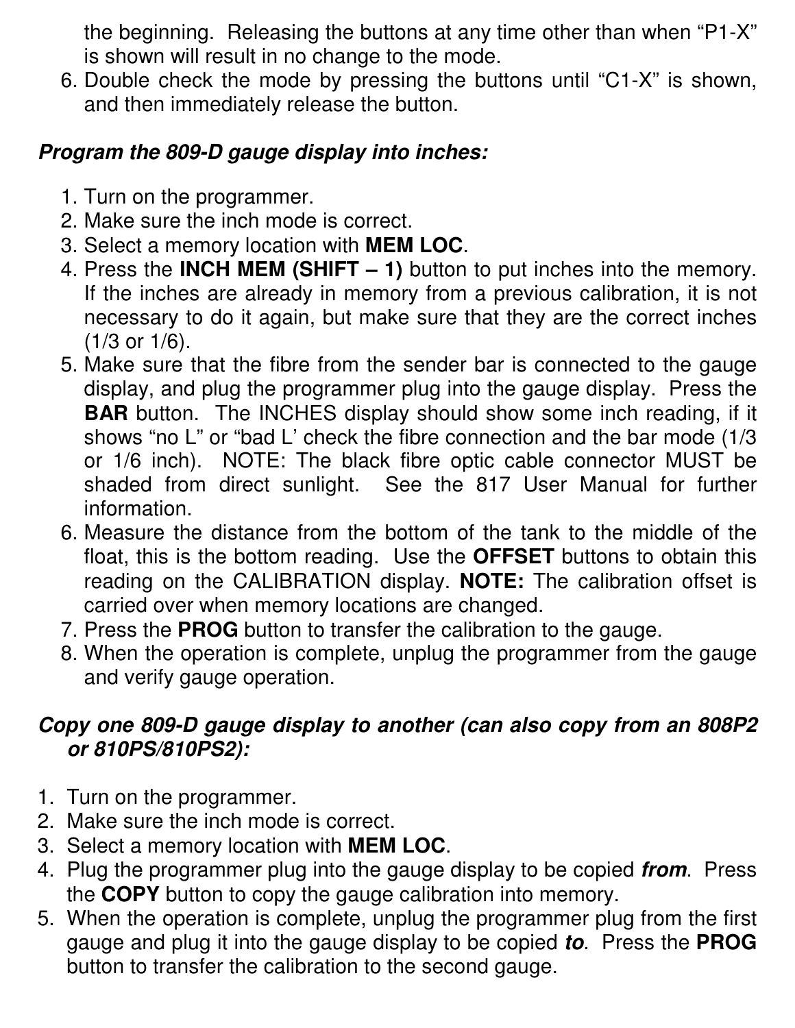the beginning. Releasing the buttons at any time other than when "P1-X" is shown will result in no change to the mode.

6. Double check the mode by pressing the buttons until "C1-X" is shown, and then immediately release the button.

***Program the 809-D gauge display into inches:***

1. Turn on the programmer.
2. Make sure the inch mode is correct.
3. Select a memory location with **MEM LOC**.
4. Press the **INCH MEM (SHIFT – 1)** button to put inches into the memory. If the inches are already in memory from a previous calibration, it is not necessary to do it again, but make sure that they are the correct inches (1/3 or 1/6).
5. Make sure that the fibre from the sender bar is connected to the gauge display, and plug the programmer plug into the gauge display. Press the **BAR** button. The INCHES display should show some inch reading, if it shows "no L" or "bad L' check the fibre connection and the bar mode (1/3 or 1/6 inch). NOTE: The black fibre optic cable connector MUST be shaded from direct sunlight. See the 817 User Manual for further information.
6. Measure the distance from the bottom of the tank to the middle of the float, this is the bottom reading. Use the **OFFSET** buttons to obtain this reading on the CALIBRATION display. **NOTE:** The calibration offset is carried over when memory locations are changed.
7. Press the **PROG** button to transfer the calibration to the gauge.
8. When the operation is complete, unplug the programmer from the gauge and verify gauge operation.

***Copy one 809-D gauge display to another (can also copy from an 808P2 or 810PS/810PS2):***

1. Turn on the programmer.
2. Make sure the inch mode is correct.
3. Select a memory location with **MEM LOC**.
4. Plug the programmer plug into the gauge display to be copied ***from***. Press the **COPY** button to copy the gauge calibration into memory.
5. When the operation is complete, unplug the programmer plug from the first gauge and plug it into the gauge display to be copied ***to***. Press the **PROG** button to transfer the calibration to the second gauge.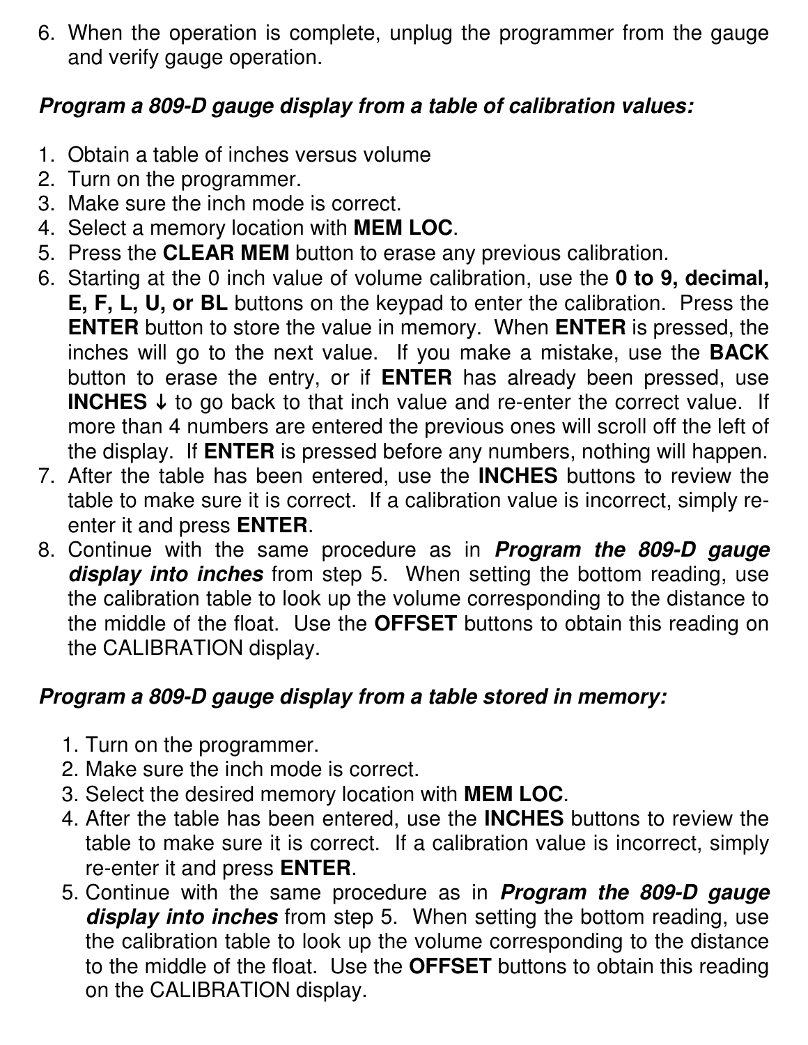6. When the operation is complete, unplug the programmer from the gauge and verify gauge operation.

***Program a 809-D gauge display from a table of calibration values:***

1. Obtain a table of inches versus volume
2. Turn on the programmer.
3. Make sure the inch mode is correct.
4. Select a memory location with **MEM LOC**.
5. Press the **CLEAR MEM** button to erase any previous calibration.
6. Starting at the 0 inch value of volume calibration, use the **0 to 9, decimal, E, F, L, U, or BL** buttons on the keypad to enter the calibration. Press the **ENTER** button to store the value in memory. When **ENTER** is pressed, the inches will go to the next value. If you make a mistake, use the **BACK** button to erase the entry, or if **ENTER** has already been pressed, use **INCHES ↓** to go back to that inch value and re-enter the correct value. If more than 4 numbers are entered the previous ones will scroll off the left of the display. If **ENTER** is pressed before any numbers, nothing will happen.
7. After the table has been entered, use the **INCHES** buttons to review the table to make sure it is correct. If a calibration value is incorrect, simply re-enter it and press **ENTER**.
8. Continue with the same procedure as in ***Program the 809-D gauge display into inches*** from step 5. When setting the bottom reading, use the calibration table to look up the volume corresponding to the distance to the middle of the float. Use the **OFFSET** buttons to obtain this reading on the CALIBRATION display.

***Program a 809-D gauge display from a table stored in memory:***

1. Turn on the programmer.
2. Make sure the inch mode is correct.
3. Select the desired memory location with **MEM LOC**.
4. After the table has been entered, use the **INCHES** buttons to review the table to make sure it is correct. If a calibration value is incorrect, simply re-enter it and press **ENTER**.
5. Continue with the same procedure as in ***Program the 809-D gauge display into inches*** from step 5. When setting the bottom reading, use the calibration table to look up the volume corresponding to the distance to the middle of the float. Use the **OFFSET** buttons to obtain this reading on the CALIBRATION display.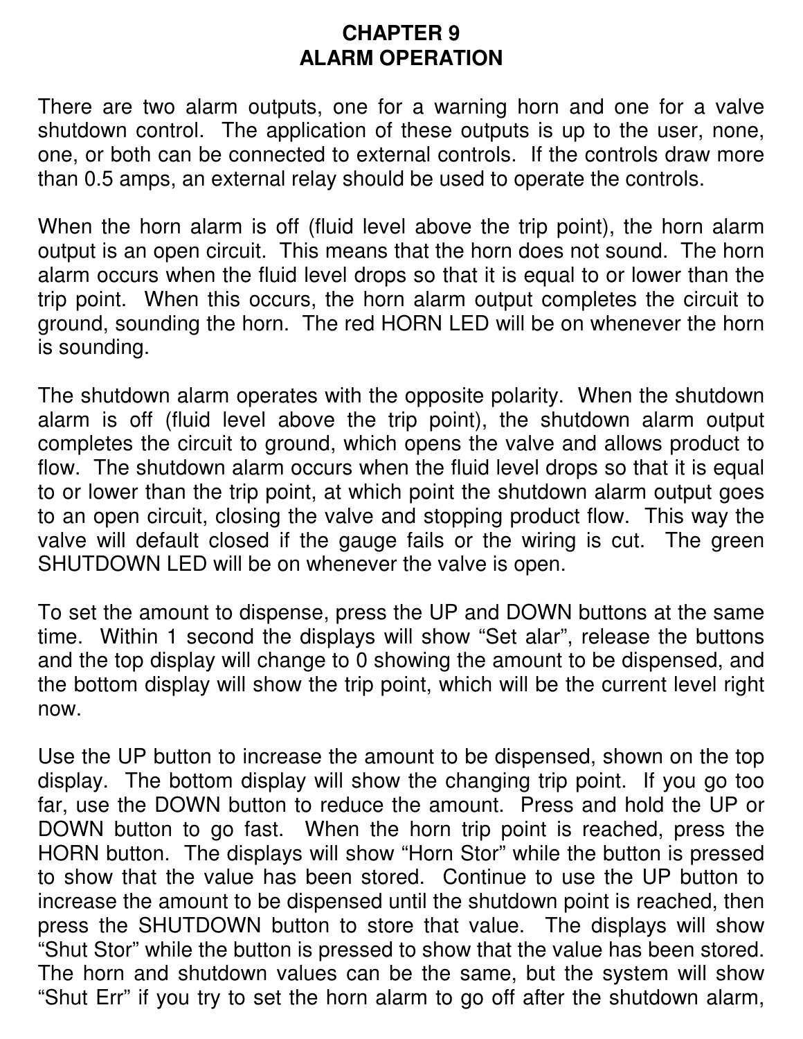# CHAPTER 9
# ALARM OPERATION

There are two alarm outputs, one for a warning horn and one for a valve shutdown control. The application of these outputs is up to the user, none, one, or both can be connected to external controls. If the controls draw more than 0.5 amps, an external relay should be used to operate the controls.

When the horn alarm is off (fluid level above the trip point), the horn alarm output is an open circuit. This means that the horn does not sound. The horn alarm occurs when the fluid level drops so that it is equal to or lower than the trip point. When this occurs, the horn alarm output completes the circuit to ground, sounding the horn. The red HORN LED will be on whenever the horn is sounding.

The shutdown alarm operates with the opposite polarity. When the shutdown alarm is off (fluid level above the trip point), the shutdown alarm output completes the circuit to ground, which opens the valve and allows product to flow. The shutdown alarm occurs when the fluid level drops so that it is equal to or lower than the trip point, at which point the shutdown alarm output goes to an open circuit, closing the valve and stopping product flow. This way the valve will default closed if the gauge fails or the wiring is cut. The green SHUTDOWN LED will be on whenever the valve is open.

To set the amount to dispense, press the UP and DOWN buttons at the same time. Within 1 second the displays will show “Set alar”, release the buttons and the top display will change to 0 showing the amount to be dispensed, and the bottom display will show the trip point, which will be the current level right now.

Use the UP button to increase the amount to be dispensed, shown on the top display. The bottom display will show the changing trip point. If you go too far, use the DOWN button to reduce the amount. Press and hold the UP or DOWN button to go fast. When the horn trip point is reached, press the HORN button. The displays will show “Horn Stor” while the button is pressed to show that the value has been stored. Continue to use the UP button to increase the amount to be dispensed until the shutdown point is reached, then press the SHUTDOWN button to store that value. The displays will show “Shut Stor” while the button is pressed to show that the value has been stored. The horn and shutdown values can be the same, but the system will show “Shut Err” if you try to set the horn alarm to go off after the shutdown alarm,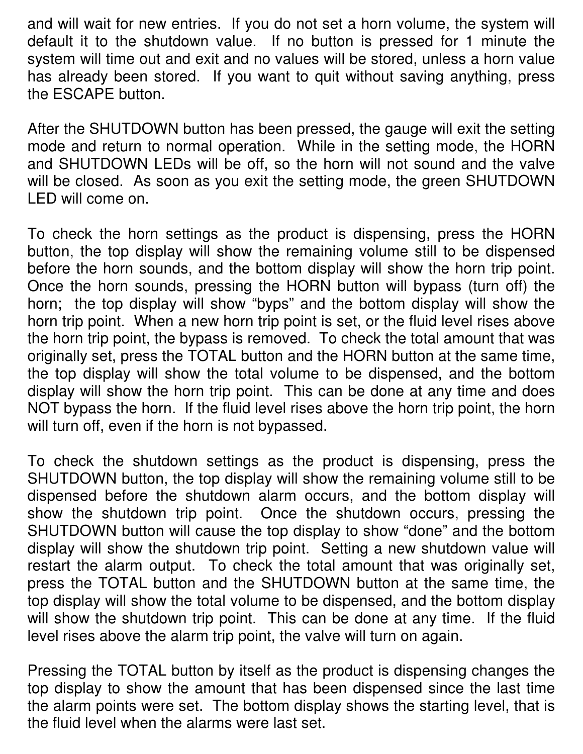and will wait for new entries. If you do not set a horn volume, the system will default it to the shutdown value. If no button is pressed for 1 minute the system will time out and exit and no values will be stored, unless a horn value has already been stored. If you want to quit without saving anything, press the ESCAPE button.

After the SHUTDOWN button has been pressed, the gauge will exit the setting mode and return to normal operation. While in the setting mode, the HORN and SHUTDOWN LEDs will be off, so the horn will not sound and the valve will be closed. As soon as you exit the setting mode, the green SHUTDOWN LED will come on.

To check the horn settings as the product is dispensing, press the HORN button, the top display will show the remaining volume still to be dispensed before the horn sounds, and the bottom display will show the horn trip point. Once the horn sounds, pressing the HORN button will bypass (turn off) the horn; the top display will show "byps" and the bottom display will show the horn trip point. When a new horn trip point is set, or the fluid level rises above the horn trip point, the bypass is removed. To check the total amount that was originally set, press the TOTAL button and the HORN button at the same time, the top display will show the total volume to be dispensed, and the bottom display will show the horn trip point. This can be done at any time and does NOT bypass the horn. If the fluid level rises above the horn trip point, the horn will turn off, even if the horn is not bypassed.

To check the shutdown settings as the product is dispensing, press the SHUTDOWN button, the top display will show the remaining volume still to be dispensed before the shutdown alarm occurs, and the bottom display will show the shutdown trip point. Once the shutdown occurs, pressing the SHUTDOWN button will cause the top display to show "done" and the bottom display will show the shutdown trip point. Setting a new shutdown value will restart the alarm output. To check the total amount that was originally set, press the TOTAL button and the SHUTDOWN button at the same time, the top display will show the total volume to be dispensed, and the bottom display will show the shutdown trip point. This can be done at any time. If the fluid level rises above the alarm trip point, the valve will turn on again.

Pressing the TOTAL button by itself as the product is dispensing changes the top display to show the amount that has been dispensed since the last time the alarm points were set. The bottom display shows the starting level, that is the fluid level when the alarms were last set.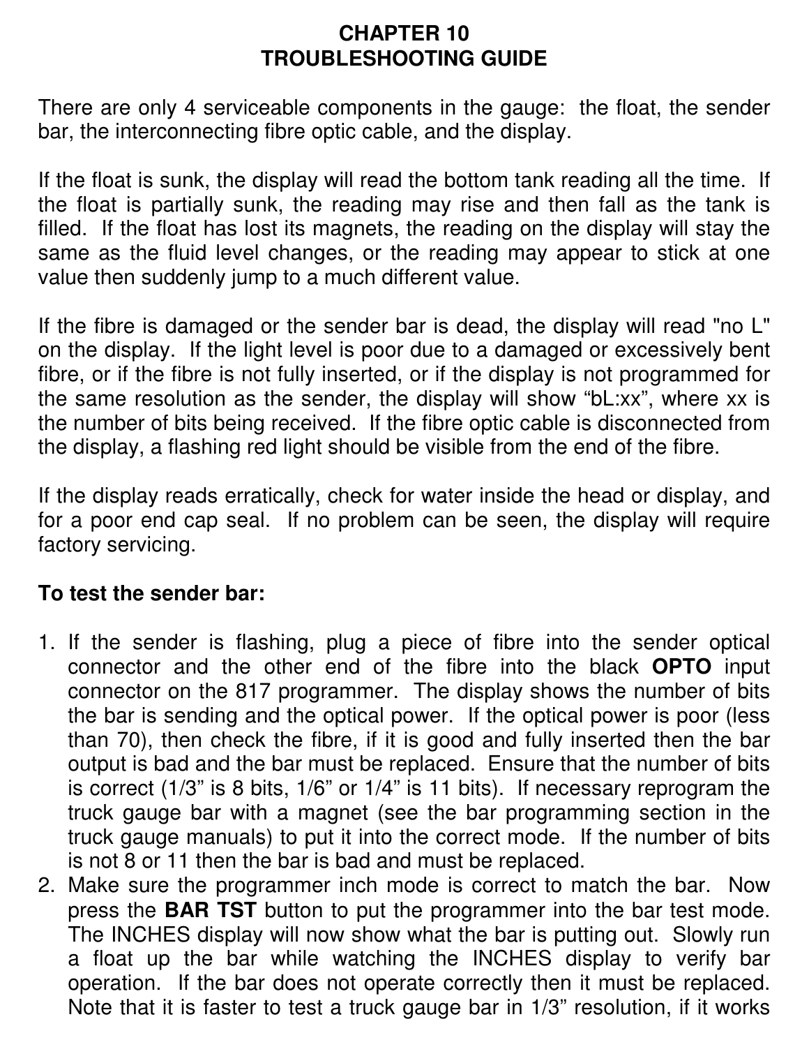# CHAPTER 10
# TROUBLESHOOTING GUIDE

There are only 4 serviceable components in the gauge: the float, the sender bar, the interconnecting fibre optic cable, and the display.

If the float is sunk, the display will read the bottom tank reading all the time. If the float is partially sunk, the reading may rise and then fall as the tank is filled. If the float has lost its magnets, the reading on the display will stay the same as the fluid level changes, or the reading may appear to stick at one value then suddenly jump to a much different value.

If the fibre is damaged or the sender bar is dead, the display will read "no L" on the display. If the light level is poor due to a damaged or excessively bent fibre, or if the fibre is not fully inserted, or if the display is not programmed for the same resolution as the sender, the display will show "bL:xx", where xx is the number of bits being received. If the fibre optic cable is disconnected from the display, a flashing red light should be visible from the end of the fibre.

If the display reads erratically, check for water inside the head or display, and for a poor end cap seal. If no problem can be seen, the display will require factory servicing.

**To test the sender bar:**

1. If the sender is flashing, plug a piece of fibre into the sender optical connector and the other end of the fibre into the black **OPTO** input connector on the 817 programmer. The display shows the number of bits the bar is sending and the optical power. If the optical power is poor (less than 70), then check the fibre, if it is good and fully inserted then the bar output is bad and the bar must be replaced. Ensure that the number of bits is correct (1/3" is 8 bits, 1/6" or 1/4" is 11 bits). If necessary reprogram the truck gauge bar with a magnet (see the bar programming section in the truck gauge manuals) to put it into the correct mode. If the number of bits is not 8 or 11 then the bar is bad and must be replaced.
2. Make sure the programmer inch mode is correct to match the bar. Now press the **BAR TST** button to put the programmer into the bar test mode. The INCHES display will now show what the bar is putting out. Slowly run a float up the bar while watching the INCHES display to verify bar operation. If the bar does not operate correctly then it must be replaced. Note that it is faster to test a truck gauge bar in 1/3" resolution, if it works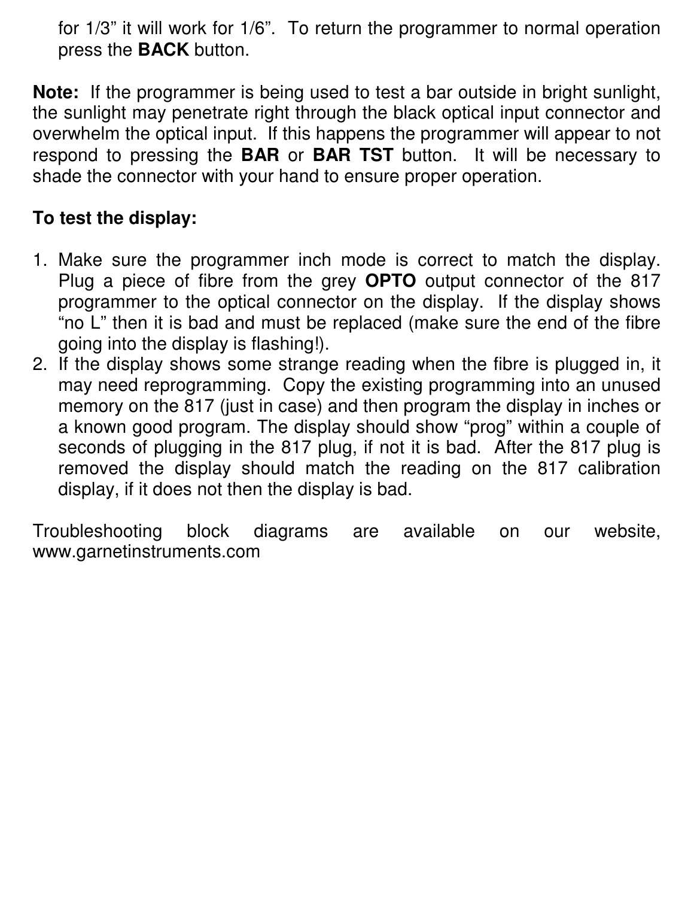for 1/3" it will work for 1/6". To return the programmer to normal operation press the **BACK** button.

**Note:** If the programmer is being used to test a bar outside in bright sunlight, the sunlight may penetrate right through the black optical input connector and overwhelm the optical input. If this happens the programmer will appear to not respond to pressing the **BAR** or **BAR TST** button. It will be necessary to shade the connector with your hand to ensure proper operation.

**To test the display:**

1. Make sure the programmer inch mode is correct to match the display. Plug a piece of fibre from the grey **OPTO** output connector of the 817 programmer to the optical connector on the display. If the display shows "no L" then it is bad and must be replaced (make sure the end of the fibre going into the display is flashing!).
2. If the display shows some strange reading when the fibre is plugged in, it may need reprogramming. Copy the existing programming into an unused memory on the 817 (just in case) and then program the display in inches or a known good program. The display should show "prog" within a couple of seconds of plugging in the 817 plug, if not it is bad. After the 817 plug is removed the display should match the reading on the 817 calibration display, if it does not then the display is bad.

Troubleshooting block diagrams are available on our website, www.garnetinstruments.com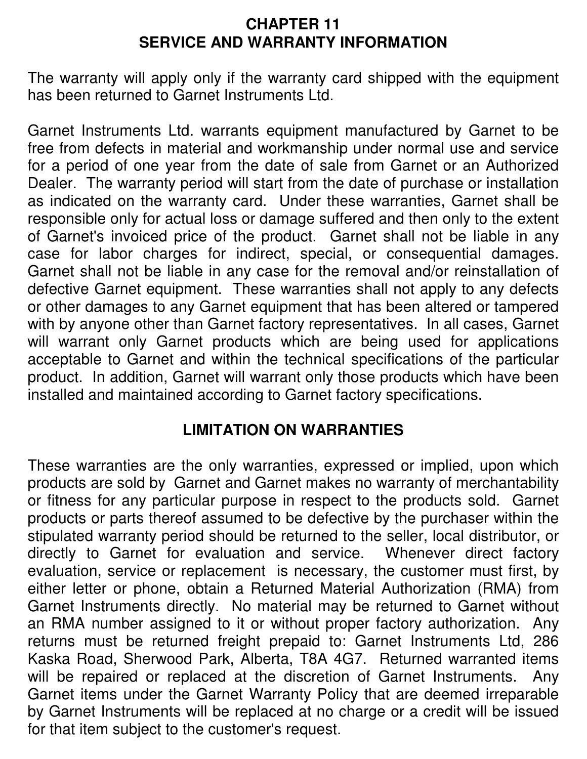# CHAPTER 11
# SERVICE AND WARRANTY INFORMATION

The warranty will apply only if the warranty card shipped with the equipment has been returned to Garnet Instruments Ltd.

Garnet Instruments Ltd. warrants equipment manufactured by Garnet to be free from defects in material and workmanship under normal use and service for a period of one year from the date of sale from Garnet or an Authorized Dealer. The warranty period will start from the date of purchase or installation as indicated on the warranty card. Under these warranties, Garnet shall be responsible only for actual loss or damage suffered and then only to the extent of Garnet's invoiced price of the product. Garnet shall not be liable in any case for labor charges for indirect, special, or consequential damages. Garnet shall not be liable in any case for the removal and/or reinstallation of defective Garnet equipment. These warranties shall not apply to any defects or other damages to any Garnet equipment that has been altered or tampered with by anyone other than Garnet factory representatives. In all cases, Garnet will warrant only Garnet products which are being used for applications acceptable to Garnet and within the technical specifications of the particular product. In addition, Garnet will warrant only those products which have been installed and maintained according to Garnet factory specifications.

## LIMITATION ON WARRANTIES

These warranties are the only warranties, expressed or implied, upon which products are sold by Garnet and Garnet makes no warranty of merchantability or fitness for any particular purpose in respect to the products sold. Garnet products or parts thereof assumed to be defective by the purchaser within the stipulated warranty period should be returned to the seller, local distributor, or directly to Garnet for evaluation and service. Whenever direct factory evaluation, service or replacement is necessary, the customer must first, by either letter or phone, obtain a Returned Material Authorization (RMA) from Garnet Instruments directly. No material may be returned to Garnet without an RMA number assigned to it or without proper factory authorization. Any returns must be returned freight prepaid to: Garnet Instruments Ltd, 286 Kaska Road, Sherwood Park, Alberta, T8A 4G7. Returned warranted items will be repaired or replaced at the discretion of Garnet Instruments. Any Garnet items under the Garnet Warranty Policy that are deemed irreparable by Garnet Instruments will be replaced at no charge or a credit will be issued for that item subject to the customer's request.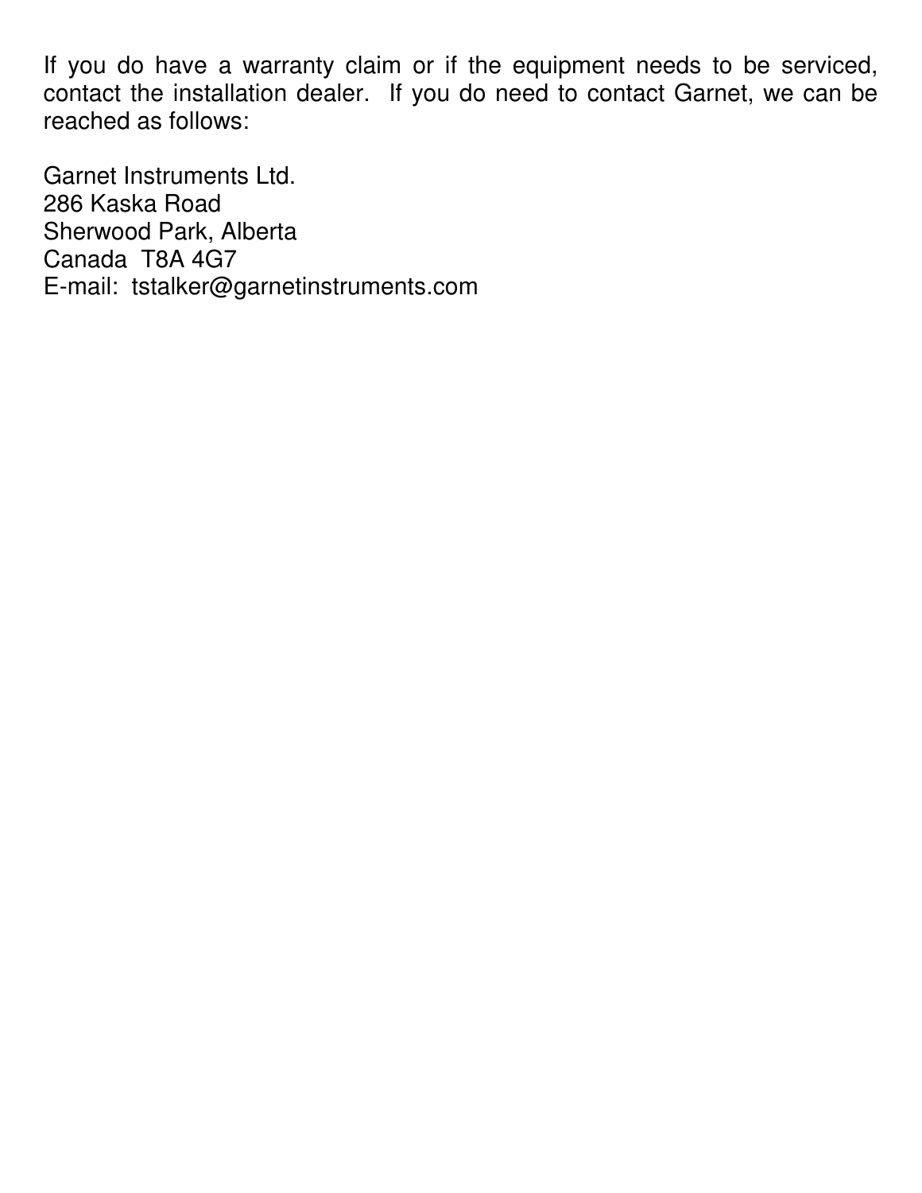If you do have a warranty claim or if the equipment needs to be serviced, contact the installation dealer.  If you do need to contact Garnet, we can be reached as follows:

Garnet Instruments Ltd.
286 Kaska Road
Sherwood Park, Alberta
Canada  T8A 4G7
E-mail:  tstalker@garnetinstruments.com